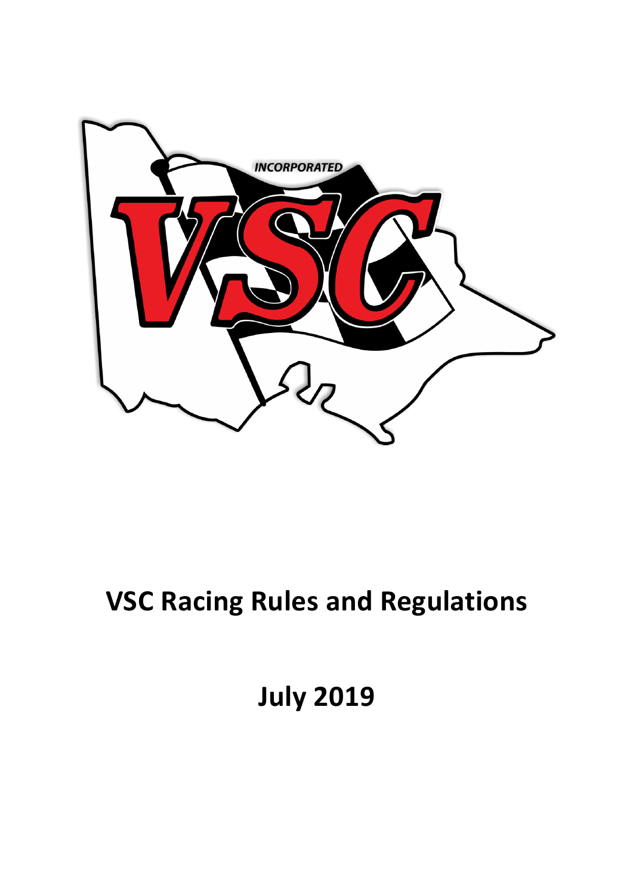# VSC Racing Rules and Regulations

## July 2019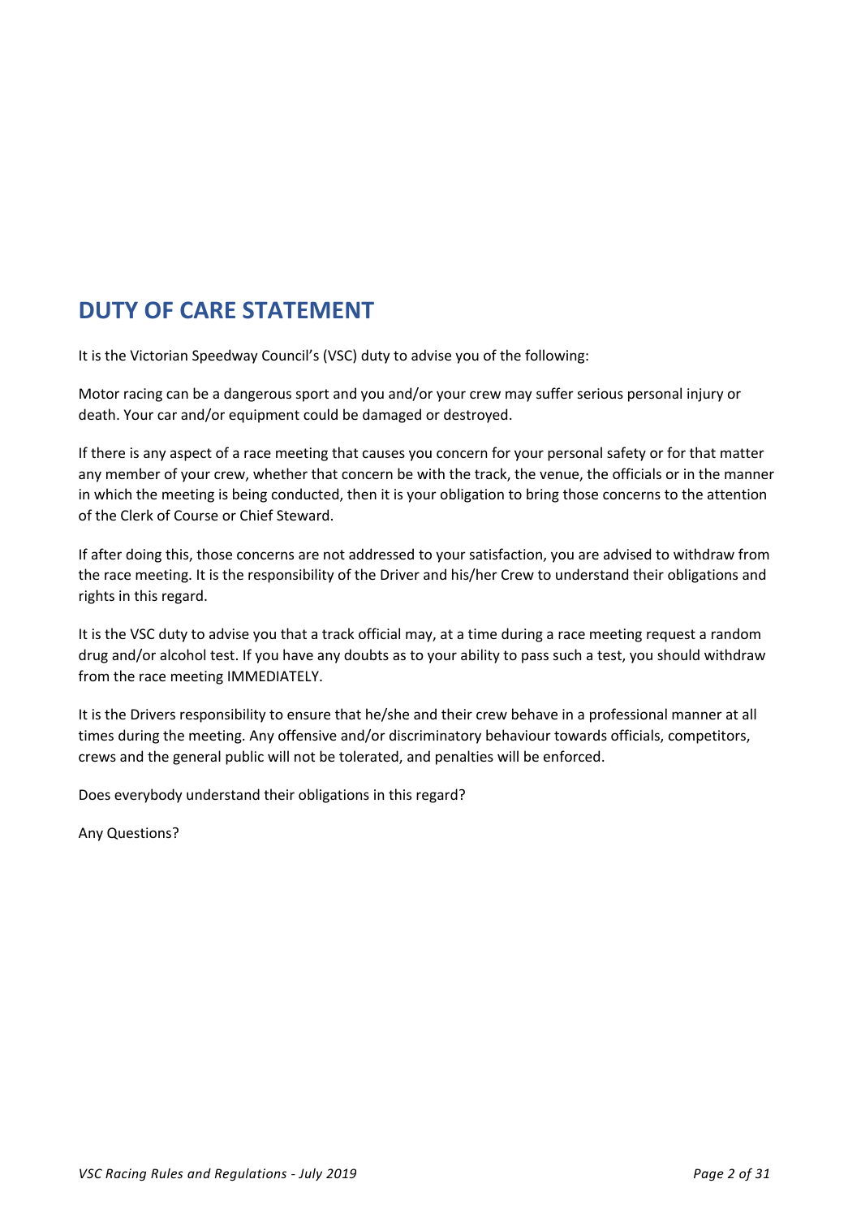# DUTY OF CARE STATEMENT

It is the Victorian Speedway Council's (VSC) duty to advise you of the following:

Motor racing can be a dangerous sport and you and/or your crew may suffer serious personal injury or death. Your car and/or equipment could be damaged or destroyed.

If there is any aspect of a race meeting that causes you concern for your personal safety or for that matter any member of your crew, whether that concern be with the track, the venue, the officials or in the manner in which the meeting is being conducted, then it is your obligation to bring those concerns to the attention of the Clerk of Course or Chief Steward.

If after doing this, those concerns are not addressed to your satisfaction, you are advised to withdraw from the race meeting. It is the responsibility of the Driver and his/her Crew to understand their obligations and rights in this regard.

It is the VSC duty to advise you that a track official may, at a time during a race meeting request a random drug and/or alcohol test. If you have any doubts as to your ability to pass such a test, you should withdraw from the race meeting IMMEDIATELY.

It is the Drivers responsibility to ensure that he/she and their crew behave in a professional manner at all times during the meeting. Any offensive and/or discriminatory behaviour towards officials, competitors, crews and the general public will not be tolerated, and penalties will be enforced.

Does everybody understand their obligations in this regard?

Any Questions?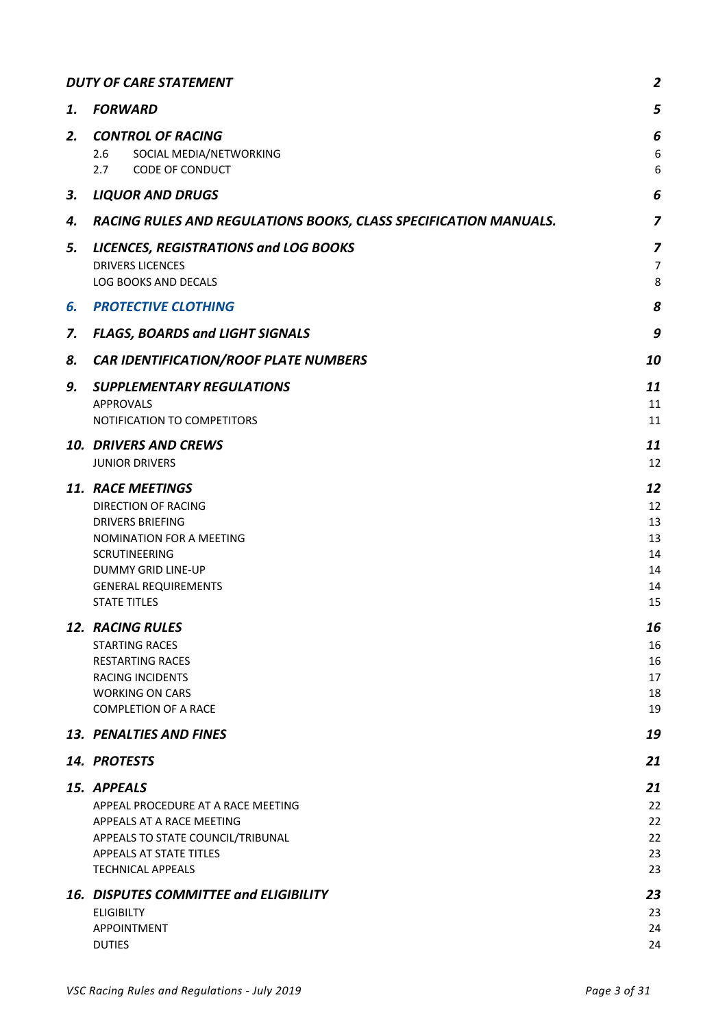| | | |
|---|---|---|
| ***DUTY OF CARE STATEMENT*** | | ***2*** |
| ***1.*** | ***FORWARD*** | ***5*** |
| ***2.*** | ***CONTROL OF RACING*** | ***6*** |
| | 2.6 SOCIAL MEDIA/NETWORKING | 6 |
| | 2.7 CODE OF CONDUCT | 6 |
| ***3.*** | ***LIQUOR AND DRUGS*** | ***6*** |
| ***4.*** | ***RACING RULES AND REGULATIONS BOOKS, CLASS SPECIFICATION MANUALS.*** | ***7*** |
| ***5.*** | ***LICENCES, REGISTRATIONS and LOG BOOKS*** | ***7*** |
| | DRIVERS LICENCES | 7 |
| | LOG BOOKS AND DECALS | 8 |
| ***6.*** | ***PROTECTIVE CLOTHING*** | ***8*** |
| ***7.*** | ***FLAGS, BOARDS and LIGHT SIGNALS*** | ***9*** |
| ***8.*** | ***CAR IDENTIFICATION/ROOF PLATE NUMBERS*** | ***10*** |
| ***9.*** | ***SUPPLEMENTARY REGULATIONS*** | ***11*** |
| | APPROVALS | 11 |
| | NOTIFICATION TO COMPETITORS | 11 |
| ***10.*** | ***DRIVERS AND CREWS*** | ***11*** |
| | JUNIOR DRIVERS | 12 |
| ***11.*** | ***RACE MEETINGS*** | ***12*** |
| | DIRECTION OF RACING | 12 |
| | DRIVERS BRIEFING | 13 |
| | NOMINATION FOR A MEETING | 13 |
| | SCRUTINEERING | 14 |
| | DUMMY GRID LINE-UP | 14 |
| | GENERAL REQUIREMENTS | 14 |
| | STATE TITLES | 15 |
| ***12.*** | ***RACING RULES*** | ***16*** |
| | STARTING RACES | 16 |
| | RESTARTING RACES | 16 |
| | RACING INCIDENTS | 17 |
| | WORKING ON CARS | 18 |
| | COMPLETION OF A RACE | 19 |
| ***13.*** | ***PENALTIES AND FINES*** | ***19*** |
| ***14.*** | ***PROTESTS*** | ***21*** |
| ***15.*** | ***APPEALS*** | ***21*** |
| | APPEAL PROCEDURE AT A RACE MEETING | 22 |
| | APPEALS AT A RACE MEETING | 22 |
| | APPEALS TO STATE COUNCIL/TRIBUNAL | 22 |
| | APPEALS AT STATE TITLES | 23 |
| | TECHNICAL APPEALS | 23 |
| ***16.*** | ***DISPUTES COMMITTEE and ELIGIBILITY*** | ***23*** |
| | ELIGIBILTY | 23 |
| | APPOINTMENT | 24 |
| | DUTIES | 24 |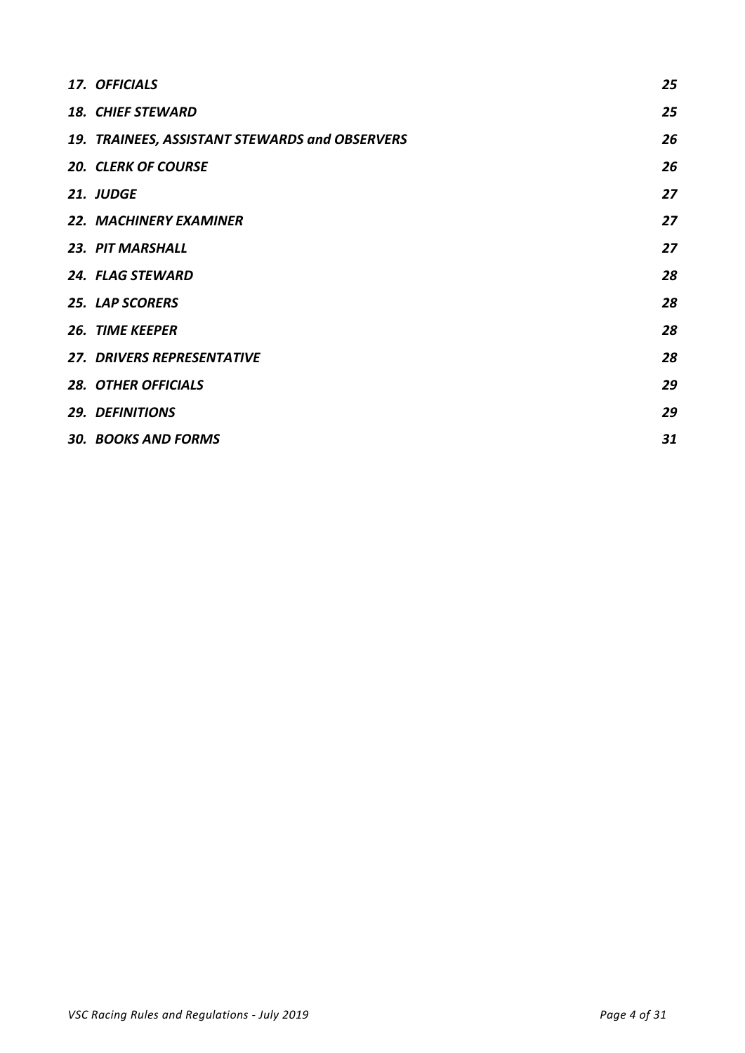| | |
|---|---|
| ***17. OFFICIALS*** | ***25*** |
| ***18. CHIEF STEWARD*** | ***25*** |
| ***19. TRAINEES, ASSISTANT STEWARDS and OBSERVERS*** | ***26*** |
| ***20. CLERK OF COURSE*** | ***26*** |
| ***21. JUDGE*** | ***27*** |
| ***22. MACHINERY EXAMINER*** | ***27*** |
| ***23. PIT MARSHALL*** | ***27*** |
| ***24. FLAG STEWARD*** | ***28*** |
| ***25. LAP SCORERS*** | ***28*** |
| ***26. TIME KEEPER*** | ***28*** |
| ***27. DRIVERS REPRESENTATIVE*** | ***28*** |
| ***28. OTHER OFFICIALS*** | ***29*** |
| ***29. DEFINITIONS*** | ***29*** |
| ***30. BOOKS AND FORMS*** | ***31*** |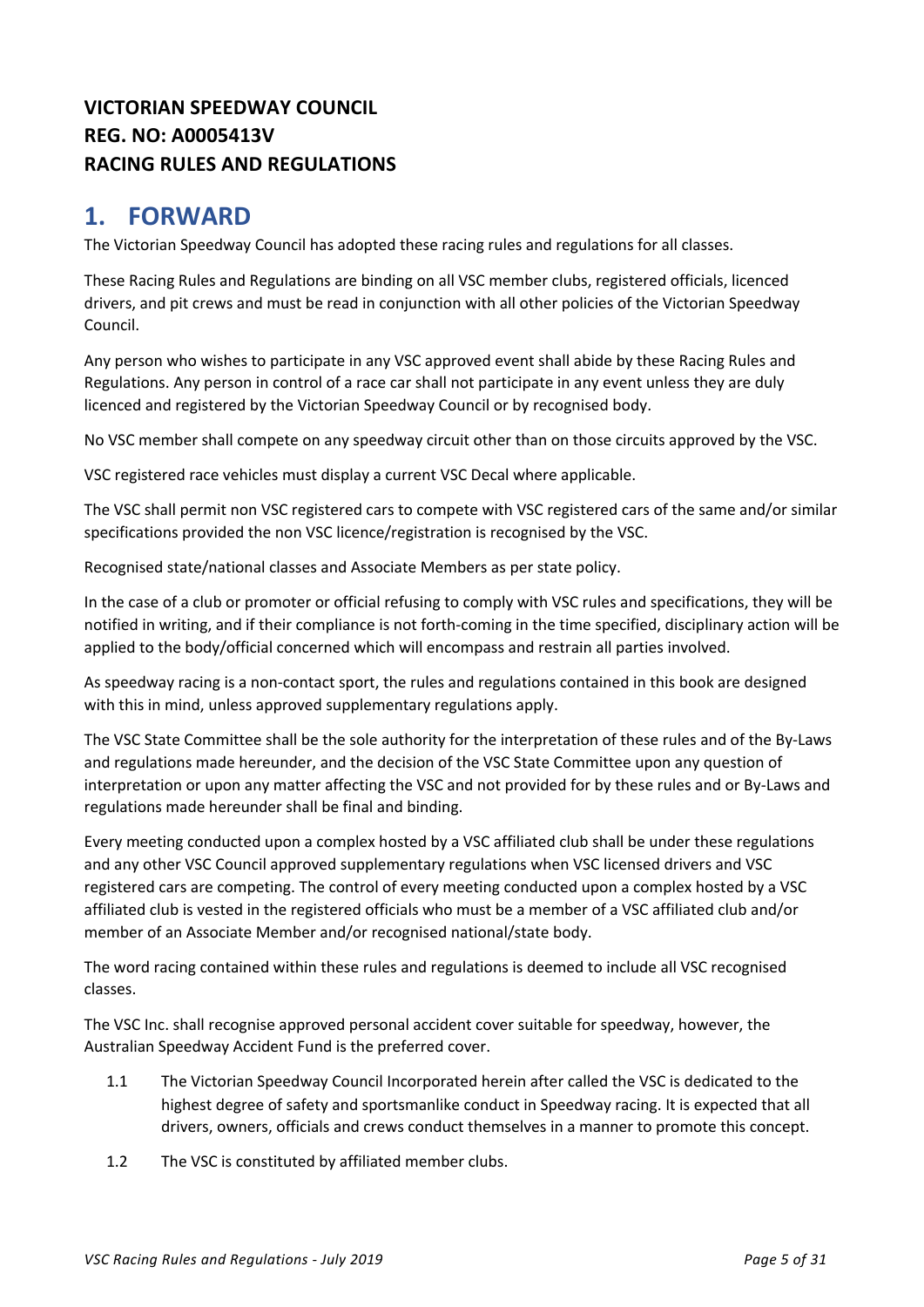**VICTORIAN SPEEDWAY COUNCIL**
**REG. NO: A0005413V**
**RACING RULES AND REGULATIONS**

# 1. FORWARD

The Victorian Speedway Council has adopted these racing rules and regulations for all classes.

These Racing Rules and Regulations are binding on all VSC member clubs, registered officials, licenced drivers, and pit crews and must be read in conjunction with all other policies of the Victorian Speedway Council.

Any person who wishes to participate in any VSC approved event shall abide by these Racing Rules and Regulations. Any person in control of a race car shall not participate in any event unless they are duly licenced and registered by the Victorian Speedway Council or by recognised body.

No VSC member shall compete on any speedway circuit other than on those circuits approved by the VSC.

VSC registered race vehicles must display a current VSC Decal where applicable.

The VSC shall permit non VSC registered cars to compete with VSC registered cars of the same and/or similar specifications provided the non VSC licence/registration is recognised by the VSC.

Recognised state/national classes and Associate Members as per state policy.

In the case of a club or promoter or official refusing to comply with VSC rules and specifications, they will be notified in writing, and if their compliance is not forth-coming in the time specified, disciplinary action will be applied to the body/official concerned which will encompass and restrain all parties involved.

As speedway racing is a non-contact sport, the rules and regulations contained in this book are designed with this in mind, unless approved supplementary regulations apply.

The VSC State Committee shall be the sole authority for the interpretation of these rules and of the By-Laws and regulations made hereunder, and the decision of the VSC State Committee upon any question of interpretation or upon any matter affecting the VSC and not provided for by these rules and or By-Laws and regulations made hereunder shall be final and binding.

Every meeting conducted upon a complex hosted by a VSC affiliated club shall be under these regulations and any other VSC Council approved supplementary regulations when VSC licensed drivers and VSC registered cars are competing. The control of every meeting conducted upon a complex hosted by a VSC affiliated club is vested in the registered officials who must be a member of a VSC affiliated club and/or member of an Associate Member and/or recognised national/state body.

The word racing contained within these rules and regulations is deemed to include all VSC recognised classes.

The VSC Inc. shall recognise approved personal accident cover suitable for speedway, however, the Australian Speedway Accident Fund is the preferred cover.

1.1 The Victorian Speedway Council Incorporated herein after called the VSC is dedicated to the highest degree of safety and sportsmanlike conduct in Speedway racing. It is expected that all drivers, owners, officials and crews conduct themselves in a manner to promote this concept.

1.2 The VSC is constituted by affiliated member clubs.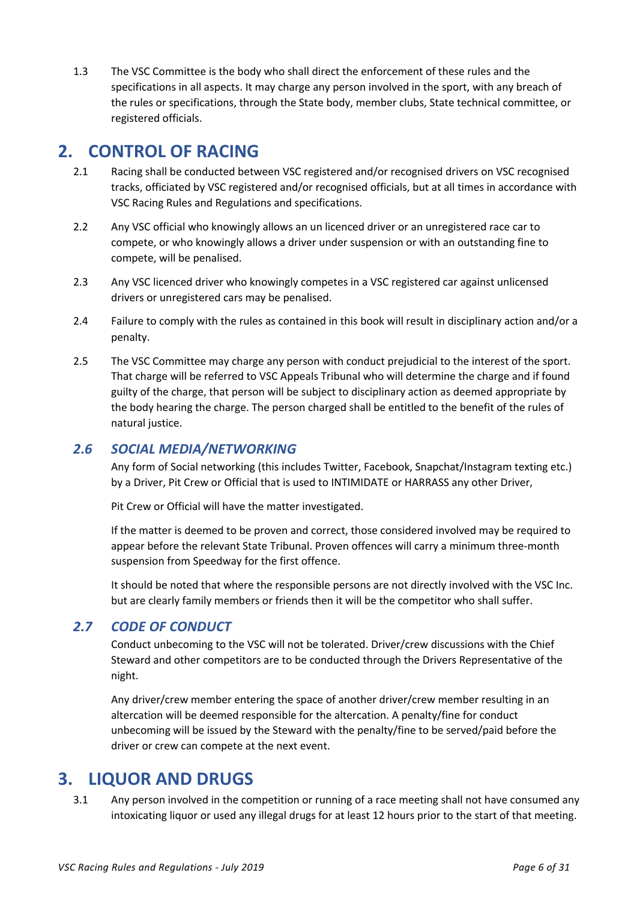1.3 The VSC Committee is the body who shall direct the enforcement of these rules and the specifications in all aspects. It may charge any person involved in the sport, with any breach of the rules or specifications, through the State body, member clubs, State technical committee, or registered officials.

# 2. CONTROL OF RACING

2.1 Racing shall be conducted between VSC registered and/or recognised drivers on VSC recognised tracks, officiated by VSC registered and/or recognised officials, but at all times in accordance with VSC Racing Rules and Regulations and specifications.

2.2 Any VSC official who knowingly allows an un licenced driver or an unregistered race car to compete, or who knowingly allows a driver under suspension or with an outstanding fine to compete, will be penalised.

2.3 Any VSC licenced driver who knowingly competes in a VSC registered car against unlicensed drivers or unregistered cars may be penalised.

2.4 Failure to comply with the rules as contained in this book will result in disciplinary action and/or a penalty.

2.5 The VSC Committee may charge any person with conduct prejudicial to the interest of the sport. That charge will be referred to VSC Appeals Tribunal who will determine the charge and if found guilty of the charge, that person will be subject to disciplinary action as deemed appropriate by the body hearing the charge. The person charged shall be entitled to the benefit of the rules of natural justice.

## *2.6 SOCIAL MEDIA/NETWORKING*

Any form of Social networking (this includes Twitter, Facebook, Snapchat/Instagram texting etc.) by a Driver, Pit Crew or Official that is used to INTIMIDATE or HARRASS any other Driver,

Pit Crew or Official will have the matter investigated.

If the matter is deemed to be proven and correct, those considered involved may be required to appear before the relevant State Tribunal. Proven offences will carry a minimum three-month suspension from Speedway for the first offence.

It should be noted that where the responsible persons are not directly involved with the VSC Inc. but are clearly family members or friends then it will be the competitor who shall suffer.

## *2.7 CODE OF CONDUCT*

Conduct unbecoming to the VSC will not be tolerated. Driver/crew discussions with the Chief Steward and other competitors are to be conducted through the Drivers Representative of the night.

Any driver/crew member entering the space of another driver/crew member resulting in an altercation will be deemed responsible for the altercation. A penalty/fine for conduct unbecoming will be issued by the Steward with the penalty/fine to be served/paid before the driver or crew can compete at the next event.

# 3. LIQUOR AND DRUGS

3.1 Any person involved in the competition or running of a race meeting shall not have consumed any intoxicating liquor or used any illegal drugs for at least 12 hours prior to the start of that meeting.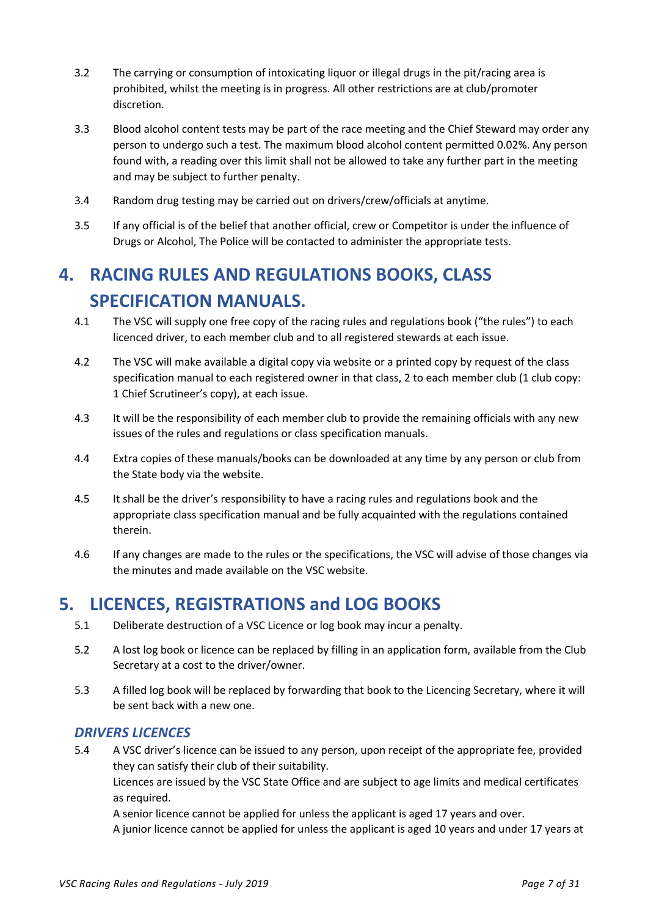3.2 The carrying or consumption of intoxicating liquor or illegal drugs in the pit/racing area is prohibited, whilst the meeting is in progress. All other restrictions are at club/promoter discretion.

3.3 Blood alcohol content tests may be part of the race meeting and the Chief Steward may order any person to undergo such a test. The maximum blood alcohol content permitted 0.02%. Any person found with, a reading over this limit shall not be allowed to take any further part in the meeting and may be subject to further penalty.

3.4 Random drug testing may be carried out on drivers/crew/officials at anytime.

3.5 If any official is of the belief that another official, crew or Competitor is under the influence of Drugs or Alcohol, The Police will be contacted to administer the appropriate tests.

# 4. RACING RULES AND REGULATIONS BOOKS, CLASS SPECIFICATION MANUALS.

4.1 The VSC will supply one free copy of the racing rules and regulations book ("the rules") to each licenced driver, to each member club and to all registered stewards at each issue.

4.2 The VSC will make available a digital copy via website or a printed copy by request of the class specification manual to each registered owner in that class, 2 to each member club (1 club copy: 1 Chief Scrutineer's copy), at each issue.

4.3 It will be the responsibility of each member club to provide the remaining officials with any new issues of the rules and regulations or class specification manuals.

4.4 Extra copies of these manuals/books can be downloaded at any time by any person or club from the State body via the website.

4.5 It shall be the driver's responsibility to have a racing rules and regulations book and the appropriate class specification manual and be fully acquainted with the regulations contained therein.

4.6 If any changes are made to the rules or the specifications, the VSC will advise of those changes via the minutes and made available on the VSC website.

# 5. LICENCES, REGISTRATIONS and LOG BOOKS

5.1 Deliberate destruction of a VSC Licence or log book may incur a penalty.

5.2 A lost log book or licence can be replaced by filling in an application form, available from the Club Secretary at a cost to the driver/owner.

5.3 A filled log book will be replaced by forwarding that book to the Licencing Secretary, where it will be sent back with a new one.

### *DRIVERS LICENCES*

5.4 A VSC driver's licence can be issued to any person, upon receipt of the appropriate fee, provided they can satisfy their club of their suitability.
Licences are issued by the VSC State Office and are subject to age limits and medical certificates as required.
A senior licence cannot be applied for unless the applicant is aged 17 years and over.
A junior licence cannot be applied for unless the applicant is aged 10 years and under 17 years at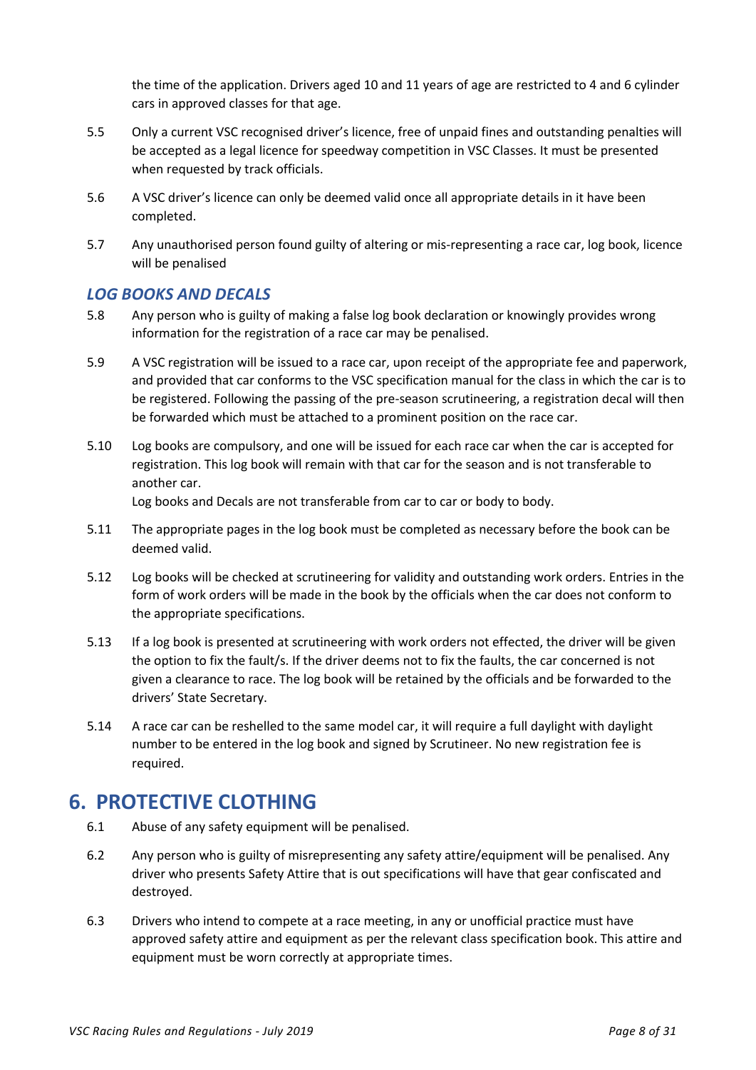the time of the application. Drivers aged 10 and 11 years of age are restricted to 4 and 6 cylinder cars in approved classes for that age.

5.5 Only a current VSC recognised driver's licence, free of unpaid fines and outstanding penalties will be accepted as a legal licence for speedway competition in VSC Classes. It must be presented when requested by track officials.

5.6 A VSC driver's licence can only be deemed valid once all appropriate details in it have been completed.

5.7 Any unauthorised person found guilty of altering or mis-representing a race car, log book, licence will be penalised

### *LOG BOOKS AND DECALS*

5.8 Any person who is guilty of making a false log book declaration or knowingly provides wrong information for the registration of a race car may be penalised.

5.9 A VSC registration will be issued to a race car, upon receipt of the appropriate fee and paperwork, and provided that car conforms to the VSC specification manual for the class in which the car is to be registered. Following the passing of the pre-season scrutineering, a registration decal will then be forwarded which must be attached to a prominent position on the race car.

5.10 Log books are compulsory, and one will be issued for each race car when the car is accepted for registration. This log book will remain with that car for the season and is not transferable to another car.
Log books and Decals are not transferable from car to car or body to body.

5.11 The appropriate pages in the log book must be completed as necessary before the book can be deemed valid.

5.12 Log books will be checked at scrutineering for validity and outstanding work orders. Entries in the form of work orders will be made in the book by the officials when the car does not conform to the appropriate specifications.

5.13 If a log book is presented at scrutineering with work orders not effected, the driver will be given the option to fix the fault/s. If the driver deems not to fix the faults, the car concerned is not given a clearance to race. The log book will be retained by the officials and be forwarded to the drivers' State Secretary.

5.14 A race car can be reshelled to the same model car, it will require a full daylight with daylight number to be entered in the log book and signed by Scrutineer. No new registration fee is required.

## 6. PROTECTIVE CLOTHING

6.1 Abuse of any safety equipment will be penalised.

6.2 Any person who is guilty of misrepresenting any safety attire/equipment will be penalised. Any driver who presents Safety Attire that is out specifications will have that gear confiscated and destroyed.

6.3 Drivers who intend to compete at a race meeting, in any or unofficial practice must have approved safety attire and equipment as per the relevant class specification book. This attire and equipment must be worn correctly at appropriate times.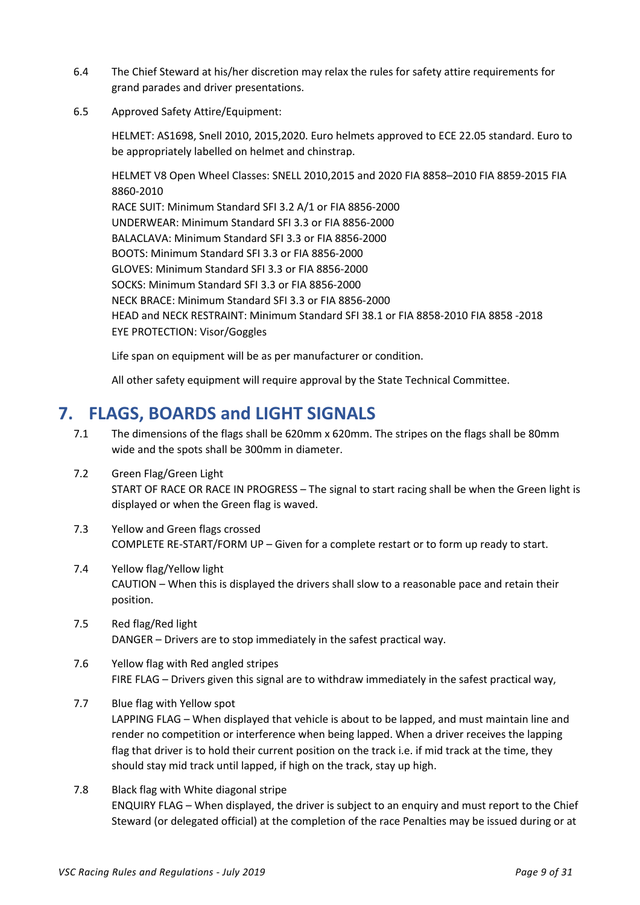6.4 The Chief Steward at his/her discretion may relax the rules for safety attire requirements for grand parades and driver presentations.

6.5 Approved Safety Attire/Equipment:

HELMET: AS1698, Snell 2010, 2015,2020. Euro helmets approved to ECE 22.05 standard. Euro to be appropriately labelled on helmet and chinstrap.

HELMET V8 Open Wheel Classes: SNELL 2010,2015 and 2020 FIA 8858–2010 FIA 8859-2015 FIA 8860-2010
RACE SUIT: Minimum Standard SFI 3.2 A/1 or FIA 8856-2000
UNDERWEAR: Minimum Standard SFI 3.3 or FIA 8856-2000
BALACLAVA: Minimum Standard SFI 3.3 or FIA 8856-2000
BOOTS: Minimum Standard SFI 3.3 or FIA 8856-2000
GLOVES: Minimum Standard SFI 3.3 or FIA 8856-2000
SOCKS: Minimum Standard SFI 3.3 or FIA 8856-2000
NECK BRACE: Minimum Standard SFI 3.3 or FIA 8856-2000
HEAD and NECK RESTRAINT: Minimum Standard SFI 38.1 or FIA 8858-2010 FIA 8858 -2018
EYE PROTECTION: Visor/Goggles

Life span on equipment will be as per manufacturer or condition.

All other safety equipment will require approval by the State Technical Committee.

# 7. FLAGS, BOARDS and LIGHT SIGNALS

7.1 The dimensions of the flags shall be 620mm x 620mm. The stripes on the flags shall be 80mm wide and the spots shall be 300mm in diameter.

7.2 Green Flag/Green Light
START OF RACE OR RACE IN PROGRESS – The signal to start racing shall be when the Green light is displayed or when the Green flag is waved.

7.3 Yellow and Green flags crossed
COMPLETE RE-START/FORM UP – Given for a complete restart or to form up ready to start.

7.4 Yellow flag/Yellow light
CAUTION – When this is displayed the drivers shall slow to a reasonable pace and retain their position.

7.5 Red flag/Red light
DANGER – Drivers are to stop immediately in the safest practical way.

7.6 Yellow flag with Red angled stripes
FIRE FLAG – Drivers given this signal are to withdraw immediately in the safest practical way,

7.7 Blue flag with Yellow spot
LAPPING FLAG – When displayed that vehicle is about to be lapped, and must maintain line and render no competition or interference when being lapped. When a driver receives the lapping flag that driver is to hold their current position on the track i.e. if mid track at the time, they should stay mid track until lapped, if high on the track, stay up high.

7.8 Black flag with White diagonal stripe
ENQUIRY FLAG – When displayed, the driver is subject to an enquiry and must report to the Chief Steward (or delegated official) at the completion of the race Penalties may be issued during or at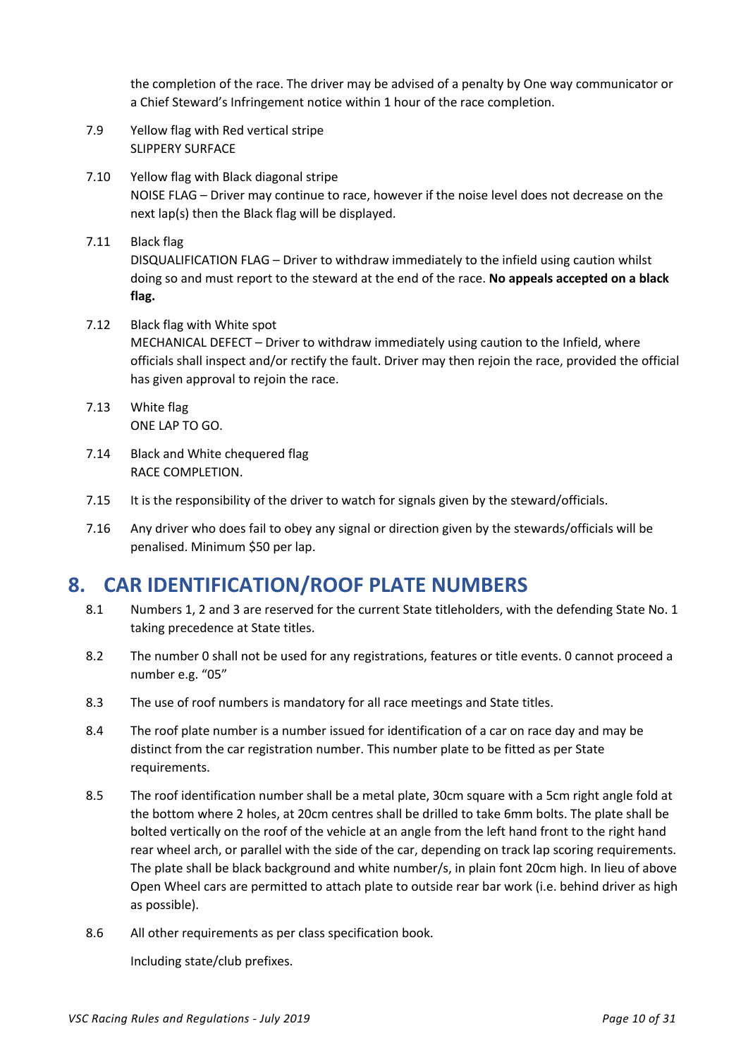the completion of the race. The driver may be advised of a penalty by One way communicator or a Chief Steward's Infringement notice within 1 hour of the race completion.

7.9 Yellow flag with Red vertical stripe
SLIPPERY SURFACE

7.10 Yellow flag with Black diagonal stripe
NOISE FLAG – Driver may continue to race, however if the noise level does not decrease on the next lap(s) then the Black flag will be displayed.

7.11 Black flag
DISQUALIFICATION FLAG – Driver to withdraw immediately to the infield using caution whilst doing so and must report to the steward at the end of the race. **No appeals accepted on a black flag.**

7.12 Black flag with White spot
MECHANICAL DEFECT – Driver to withdraw immediately using caution to the Infield, where officials shall inspect and/or rectify the fault. Driver may then rejoin the race, provided the official has given approval to rejoin the race.

7.13 White flag
ONE LAP TO GO.

7.14 Black and White chequered flag
RACE COMPLETION.

7.15 It is the responsibility of the driver to watch for signals given by the steward/officials.

7.16 Any driver who does fail to obey any signal or direction given by the stewards/officials will be penalised. Minimum $50 per lap.

## 8. CAR IDENTIFICATION/ROOF PLATE NUMBERS

8.1 Numbers 1, 2 and 3 are reserved for the current State titleholders, with the defending State No. 1 taking precedence at State titles.

8.2 The number 0 shall not be used for any registrations, features or title events. 0 cannot proceed a number e.g. "05"

8.3 The use of roof numbers is mandatory for all race meetings and State titles.

8.4 The roof plate number is a number issued for identification of a car on race day and may be distinct from the car registration number. This number plate to be fitted as per State requirements.

8.5 The roof identification number shall be a metal plate, 30cm square with a 5cm right angle fold at the bottom where 2 holes, at 20cm centres shall be drilled to take 6mm bolts. The plate shall be bolted vertically on the roof of the vehicle at an angle from the left hand front to the right hand rear wheel arch, or parallel with the side of the car, depending on track lap scoring requirements. The plate shall be black background and white number/s, in plain font 20cm high. In lieu of above Open Wheel cars are permitted to attach plate to outside rear bar work (i.e. behind driver as high as possible).

8.6 All other requirements as per class specification book.

Including state/club prefixes.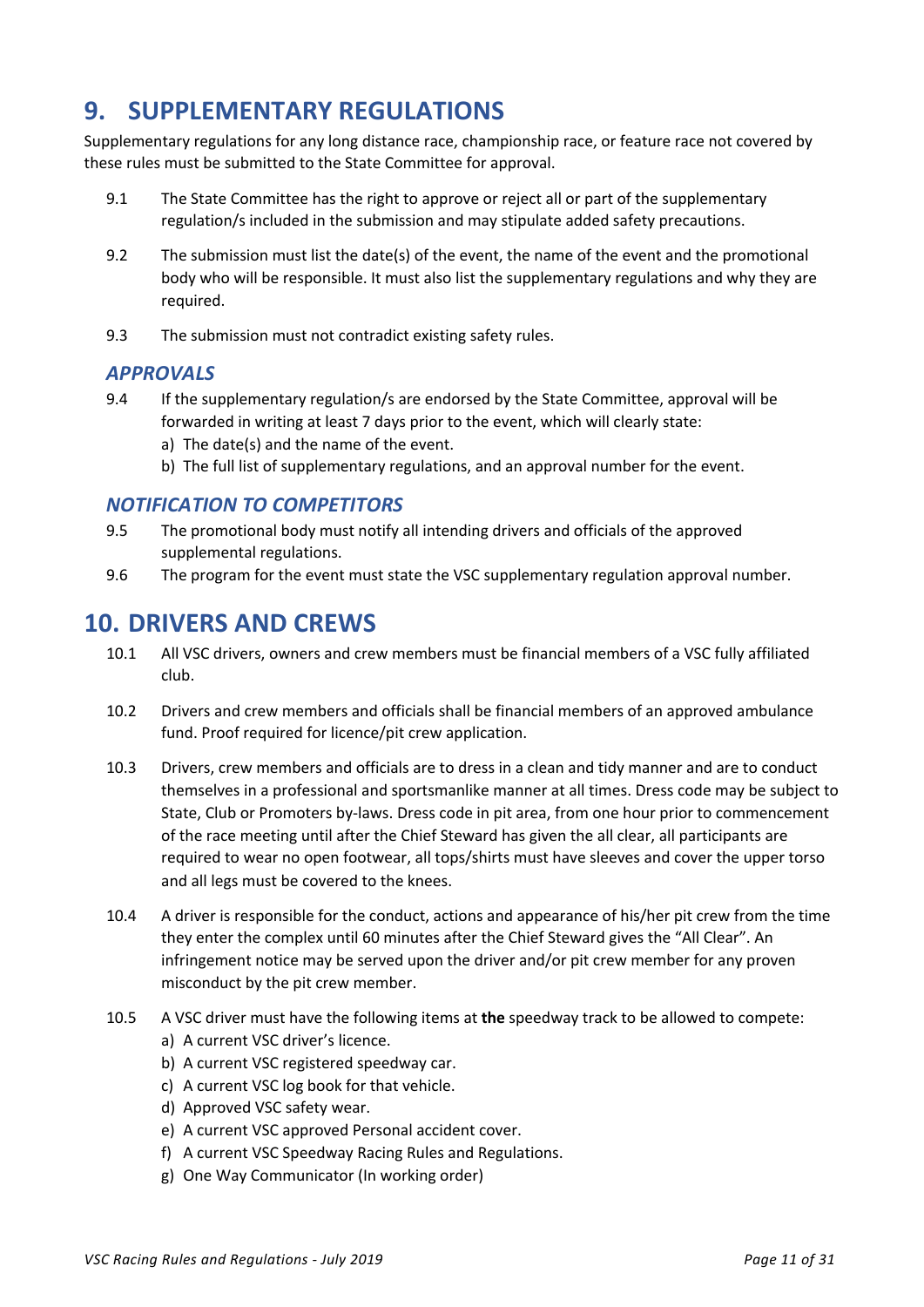## 9. SUPPLEMENTARY REGULATIONS

Supplementary regulations for any long distance race, championship race, or feature race not covered by these rules must be submitted to the State Committee for approval.

9.1 The State Committee has the right to approve or reject all or part of the supplementary regulation/s included in the submission and may stipulate added safety precautions.

9.2 The submission must list the date(s) of the event, the name of the event and the promotional body who will be responsible. It must also list the supplementary regulations and why they are required.

9.3 The submission must not contradict existing safety rules.

### *APPROVALS*

9.4 If the supplementary regulation/s are endorsed by the State Committee, approval will be forwarded in writing at least 7 days prior to the event, which will clearly state:

a) The date(s) and the name of the event.
b) The full list of supplementary regulations, and an approval number for the event.

### *NOTIFICATION TO COMPETITORS*

9.5 The promotional body must notify all intending drivers and officials of the approved supplemental regulations.

9.6 The program for the event must state the VSC supplementary regulation approval number.

## 10. DRIVERS AND CREWS

10.1 All VSC drivers, owners and crew members must be financial members of a VSC fully affiliated club.

10.2 Drivers and crew members and officials shall be financial members of an approved ambulance fund. Proof required for licence/pit crew application.

10.3 Drivers, crew members and officials are to dress in a clean and tidy manner and are to conduct themselves in a professional and sportsmanlike manner at all times. Dress code may be subject to State, Club or Promoters by-laws. Dress code in pit area, from one hour prior to commencement of the race meeting until after the Chief Steward has given the all clear, all participants are required to wear no open footwear, all tops/shirts must have sleeves and cover the upper torso and all legs must be covered to the knees.

10.4 A driver is responsible for the conduct, actions and appearance of his/her pit crew from the time they enter the complex until 60 minutes after the Chief Steward gives the "All Clear". An infringement notice may be served upon the driver and/or pit crew member for any proven misconduct by the pit crew member.

10.5 A VSC driver must have the following items at **the** speedway track to be allowed to compete:

a) A current VSC driver's licence.
b) A current VSC registered speedway car.
c) A current VSC log book for that vehicle.
d) Approved VSC safety wear.
e) A current VSC approved Personal accident cover.
f) A current VSC Speedway Racing Rules and Regulations.
g) One Way Communicator (In working order)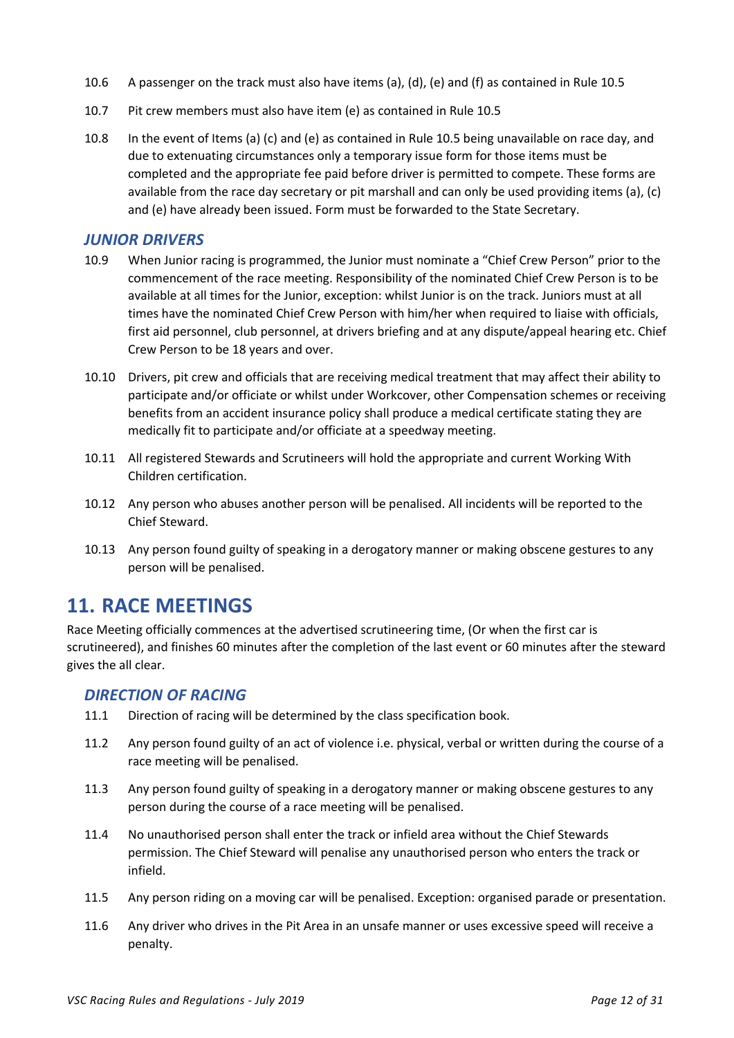10.6 A passenger on the track must also have items (a), (d), (e) and (f) as contained in Rule 10.5

10.7 Pit crew members must also have item (e) as contained in Rule 10.5

10.8 In the event of Items (a) (c) and (e) as contained in Rule 10.5 being unavailable on race day, and due to extenuating circumstances only a temporary issue form for those items must be completed and the appropriate fee paid before driver is permitted to compete. These forms are available from the race day secretary or pit marshall and can only be used providing items (a), (c) and (e) have already been issued. Form must be forwarded to the State Secretary.

### *JUNIOR DRIVERS*

10.9 When Junior racing is programmed, the Junior must nominate a "Chief Crew Person" prior to the commencement of the race meeting. Responsibility of the nominated Chief Crew Person is to be available at all times for the Junior, exception: whilst Junior is on the track. Juniors must at all times have the nominated Chief Crew Person with him/her when required to liaise with officials, first aid personnel, club personnel, at drivers briefing and at any dispute/appeal hearing etc. Chief Crew Person to be 18 years and over.

10.10 Drivers, pit crew and officials that are receiving medical treatment that may affect their ability to participate and/or officiate or whilst under Workcover, other Compensation schemes or receiving benefits from an accident insurance policy shall produce a medical certificate stating they are medically fit to participate and/or officiate at a speedway meeting.

10.11 All registered Stewards and Scrutineers will hold the appropriate and current Working With Children certification.

10.12 Any person who abuses another person will be penalised. All incidents will be reported to the Chief Steward.

10.13 Any person found guilty of speaking in a derogatory manner or making obscene gestures to any person will be penalised.

## 11. RACE MEETINGS

Race Meeting officially commences at the advertised scrutineering time, (Or when the first car is scrutineered), and finishes 60 minutes after the completion of the last event or 60 minutes after the steward gives the all clear.

### *DIRECTION OF RACING*

11.1 Direction of racing will be determined by the class specification book.

11.2 Any person found guilty of an act of violence i.e. physical, verbal or written during the course of a race meeting will be penalised.

11.3 Any person found guilty of speaking in a derogatory manner or making obscene gestures to any person during the course of a race meeting will be penalised.

11.4 No unauthorised person shall enter the track or infield area without the Chief Stewards permission. The Chief Steward will penalise any unauthorised person who enters the track or infield.

11.5 Any person riding on a moving car will be penalised. Exception: organised parade or presentation.

11.6 Any driver who drives in the Pit Area in an unsafe manner or uses excessive speed will receive a penalty.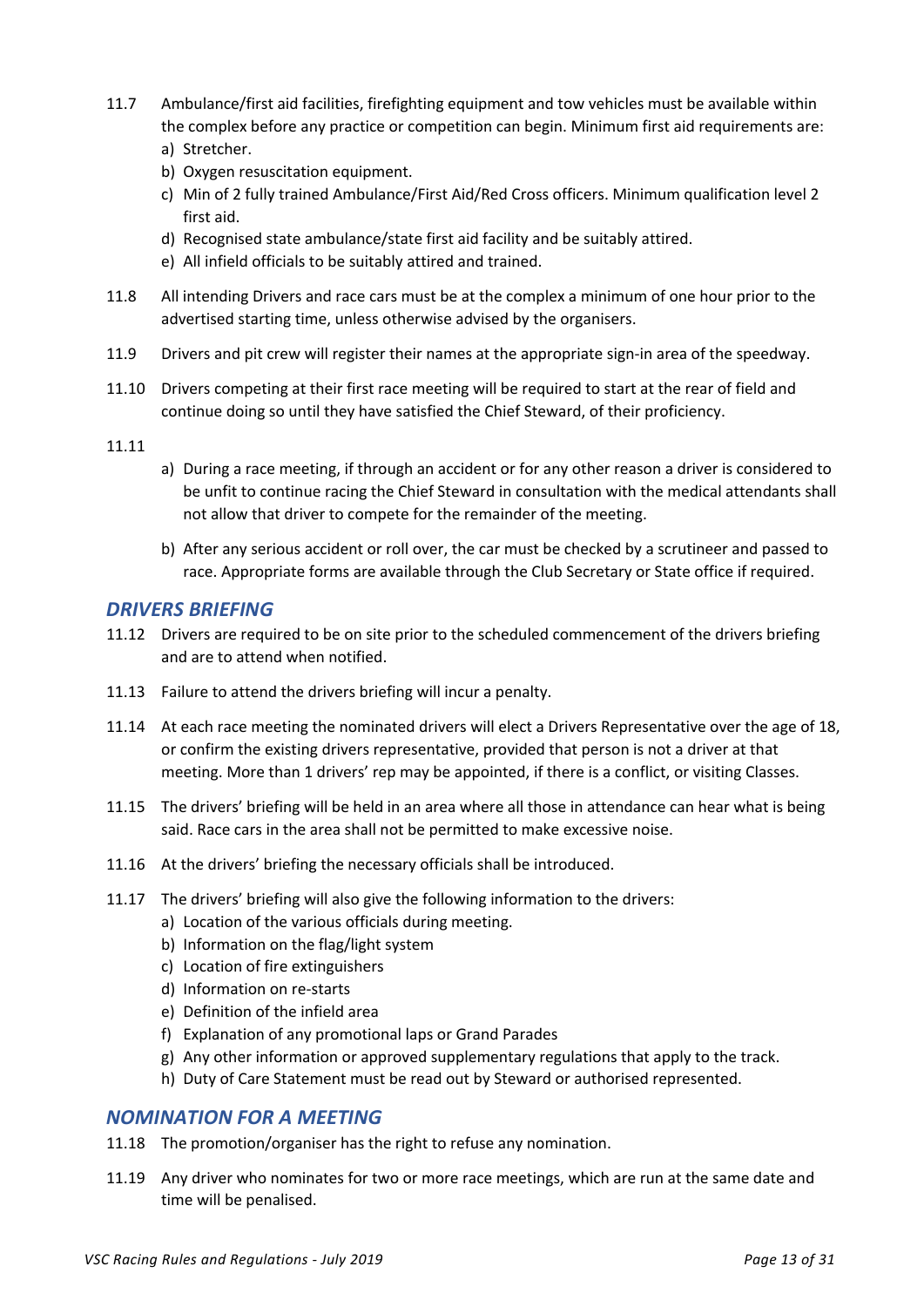11.7 Ambulance/first aid facilities, firefighting equipment and tow vehicles must be available within the complex before any practice or competition can begin. Minimum first aid requirements are:

a) Stretcher.
b) Oxygen resuscitation equipment.
c) Min of 2 fully trained Ambulance/First Aid/Red Cross officers. Minimum qualification level 2 first aid.
d) Recognised state ambulance/state first aid facility and be suitably attired.
e) All infield officials to be suitably attired and trained.

11.8 All intending Drivers and race cars must be at the complex a minimum of one hour prior to the advertised starting time, unless otherwise advised by the organisers.

11.9 Drivers and pit crew will register their names at the appropriate sign-in area of the speedway.

11.10 Drivers competing at their first race meeting will be required to start at the rear of field and continue doing so until they have satisfied the Chief Steward, of their proficiency.

11.11

a) During a race meeting, if through an accident or for any other reason a driver is considered to be unfit to continue racing the Chief Steward in consultation with the medical attendants shall not allow that driver to compete for the remainder of the meeting.

b) After any serious accident or roll over, the car must be checked by a scrutineer and passed to race. Appropriate forms are available through the Club Secretary or State office if required.

## *DRIVERS BRIEFING*

11.12 Drivers are required to be on site prior to the scheduled commencement of the drivers briefing and are to attend when notified.

11.13 Failure to attend the drivers briefing will incur a penalty.

11.14 At each race meeting the nominated drivers will elect a Drivers Representative over the age of 18, or confirm the existing drivers representative, provided that person is not a driver at that meeting. More than 1 drivers' rep may be appointed, if there is a conflict, or visiting Classes.

11.15 The drivers' briefing will be held in an area where all those in attendance can hear what is being said. Race cars in the area shall not be permitted to make excessive noise.

11.16 At the drivers' briefing the necessary officials shall be introduced.

11.17 The drivers' briefing will also give the following information to the drivers:

a) Location of the various officials during meeting.
b) Information on the flag/light system
c) Location of fire extinguishers
d) Information on re-starts
e) Definition of the infield area
f) Explanation of any promotional laps or Grand Parades
g) Any other information or approved supplementary regulations that apply to the track.
h) Duty of Care Statement must be read out by Steward or authorised represented.

## *NOMINATION FOR A MEETING*

11.18 The promotion/organiser has the right to refuse any nomination.

11.19 Any driver who nominates for two or more race meetings, which are run at the same date and time will be penalised.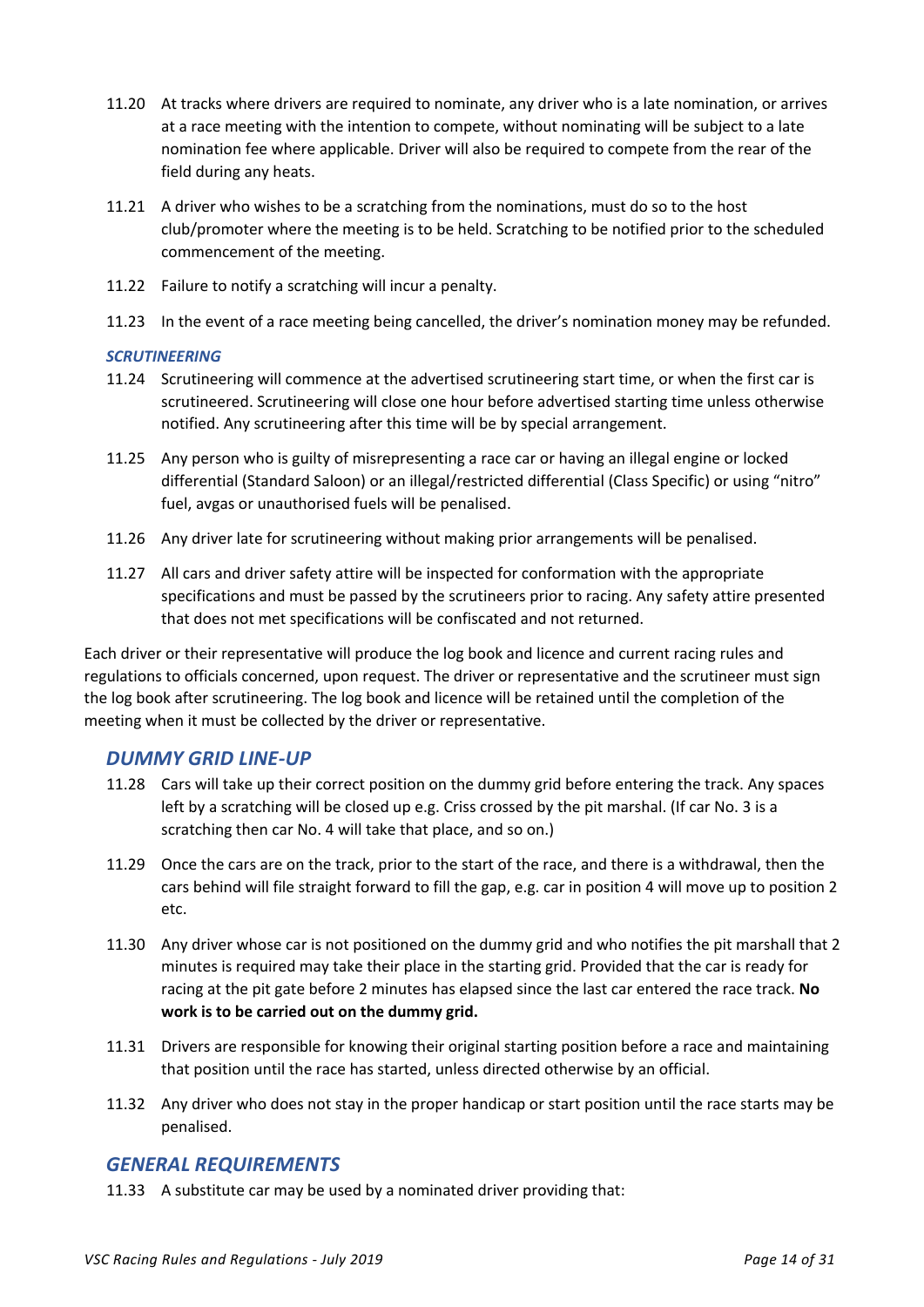11.20 At tracks where drivers are required to nominate, any driver who is a late nomination, or arrives at a race meeting with the intention to compete, without nominating will be subject to a late nomination fee where applicable. Driver will also be required to compete from the rear of the field during any heats.

11.21 A driver who wishes to be a scratching from the nominations, must do so to the host club/promoter where the meeting is to be held. Scratching to be notified prior to the scheduled commencement of the meeting.

11.22 Failure to notify a scratching will incur a penalty.

11.23 In the event of a race meeting being cancelled, the driver's nomination money may be refunded.

### *SCRUTINEERING*

11.24 Scrutineering will commence at the advertised scrutineering start time, or when the first car is scrutineered. Scrutineering will close one hour before advertised starting time unless otherwise notified. Any scrutineering after this time will be by special arrangement.

11.25 Any person who is guilty of misrepresenting a race car or having an illegal engine or locked differential (Standard Saloon) or an illegal/restricted differential (Class Specific) or using "nitro" fuel, avgas or unauthorised fuels will be penalised.

11.26 Any driver late for scrutineering without making prior arrangements will be penalised.

11.27 All cars and driver safety attire will be inspected for conformation with the appropriate specifications and must be passed by the scrutineers prior to racing. Any safety attire presented that does not met specifications will be confiscated and not returned.

Each driver or their representative will produce the log book and licence and current racing rules and regulations to officials concerned, upon request. The driver or representative and the scrutineer must sign the log book after scrutineering. The log book and licence will be retained until the completion of the meeting when it must be collected by the driver or representative.

## *DUMMY GRID LINE-UP*

11.28 Cars will take up their correct position on the dummy grid before entering the track. Any spaces left by a scratching will be closed up e.g. Criss crossed by the pit marshal. (If car No. 3 is a scratching then car No. 4 will take that place, and so on.)

11.29 Once the cars are on the track, prior to the start of the race, and there is a withdrawal, then the cars behind will file straight forward to fill the gap, e.g. car in position 4 will move up to position 2 etc.

11.30 Any driver whose car is not positioned on the dummy grid and who notifies the pit marshall that 2 minutes is required may take their place in the starting grid. Provided that the car is ready for racing at the pit gate before 2 minutes has elapsed since the last car entered the race track. **No work is to be carried out on the dummy grid.**

11.31 Drivers are responsible for knowing their original starting position before a race and maintaining that position until the race has started, unless directed otherwise by an official.

11.32 Any driver who does not stay in the proper handicap or start position until the race starts may be penalised.

## *GENERAL REQUIREMENTS*

11.33 A substitute car may be used by a nominated driver providing that: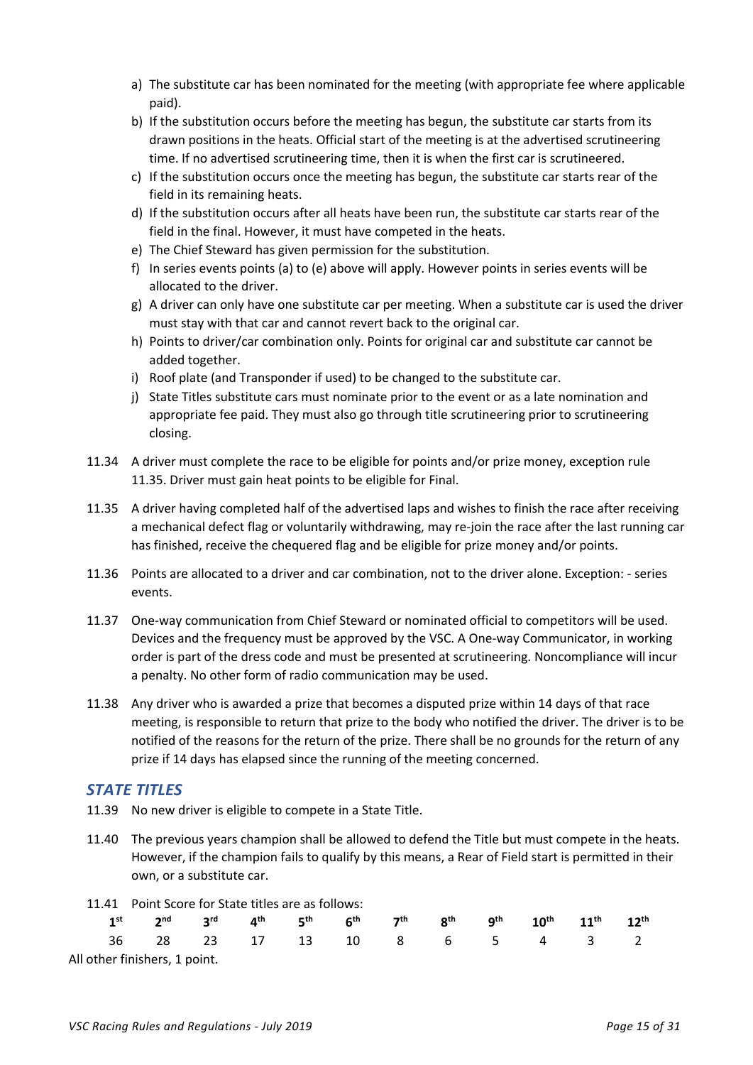a) The substitute car has been nominated for the meeting (with appropriate fee where applicable paid).
b) If the substitution occurs before the meeting has begun, the substitute car starts from its drawn positions in the heats. Official start of the meeting is at the advertised scrutineering time. If no advertised scrutineering time, then it is when the first car is scrutineered.
c) If the substitution occurs once the meeting has begun, the substitute car starts rear of the field in its remaining heats.
d) If the substitution occurs after all heats have been run, the substitute car starts rear of the field in the final. However, it must have competed in the heats.
e) The Chief Steward has given permission for the substitution.
f) In series events points (a) to (e) above will apply. However points in series events will be allocated to the driver.
g) A driver can only have one substitute car per meeting. When a substitute car is used the driver must stay with that car and cannot revert back to the original car.
h) Points to driver/car combination only. Points for original car and substitute car cannot be added together.
i) Roof plate (and Transponder if used) to be changed to the substitute car.
j) State Titles substitute cars must nominate prior to the event or as a late nomination and appropriate fee paid. They must also go through title scrutineering prior to scrutineering closing.

11.34 A driver must complete the race to be eligible for points and/or prize money, exception rule 11.35. Driver must gain heat points to be eligible for Final.

11.35 A driver having completed half of the advertised laps and wishes to finish the race after receiving a mechanical defect flag or voluntarily withdrawing, may re-join the race after the last running car has finished, receive the chequered flag and be eligible for prize money and/or points.

11.36 Points are allocated to a driver and car combination, not to the driver alone. Exception: - series events.

11.37 One-way communication from Chief Steward or nominated official to competitors will be used. Devices and the frequency must be approved by the VSC. A One-way Communicator, in working order is part of the dress code and must be presented at scrutineering. Noncompliance will incur a penalty. No other form of radio communication may be used.

11.38 Any driver who is awarded a prize that becomes a disputed prize within 14 days of that race meeting, is responsible to return that prize to the body who notified the driver. The driver is to be notified of the reasons for the return of the prize. There shall be no grounds for the return of any prize if 14 days has elapsed since the running of the meeting concerned.

## *STATE TITLES*

11.39 No new driver is eligible to compete in a State Title.

11.40 The previous years champion shall be allowed to defend the Title but must compete in the heats. However, if the champion fails to qualify by this means, a Rear of Field start is permitted in their own, or a substitute car.

11.41 Point Score for State titles are as follows:

| 1st | 2nd | 3rd | 4th | 5th | 6th | 7th | 8th | 9th | 10th | 11th | 12th |
|---|---|---|---|---|---|---|---|---|---|---|---|
| 36 | 28 | 23 | 17 | 13 | 10 | 8 | 6 | 5 | 4 | 3 | 2 |

All other finishers, 1 point.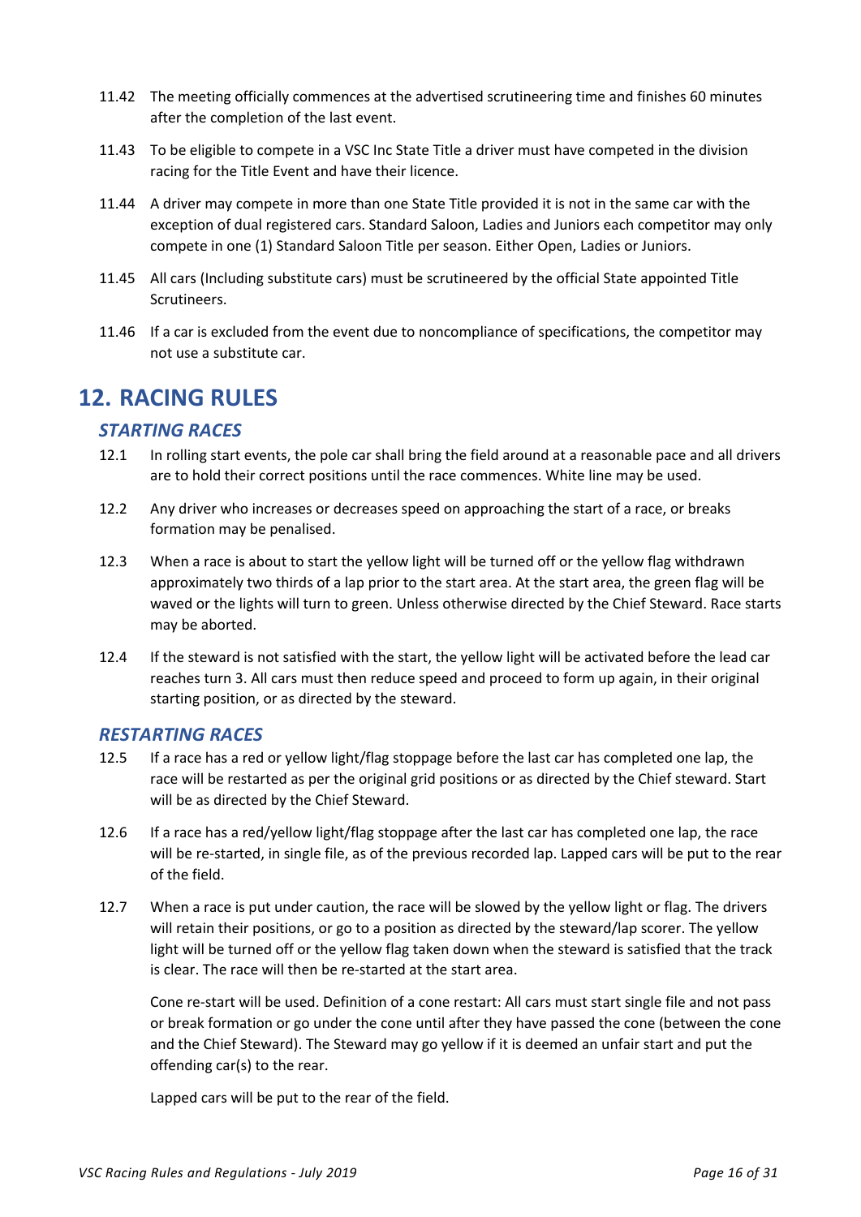11.42 The meeting officially commences at the advertised scrutineering time and finishes 60 minutes after the completion of the last event.

11.43 To be eligible to compete in a VSC Inc State Title a driver must have competed in the division racing for the Title Event and have their licence.

11.44 A driver may compete in more than one State Title provided it is not in the same car with the exception of dual registered cars. Standard Saloon, Ladies and Juniors each competitor may only compete in one (1) Standard Saloon Title per season. Either Open, Ladies or Juniors.

11.45 All cars (Including substitute cars) must be scrutineered by the official State appointed Title Scrutineers.

11.46 If a car is excluded from the event due to noncompliance of specifications, the competitor may not use a substitute car.

## 12. RACING RULES

### *STARTING RACES*

12.1 In rolling start events, the pole car shall bring the field around at a reasonable pace and all drivers are to hold their correct positions until the race commences. White line may be used.

12.2 Any driver who increases or decreases speed on approaching the start of a race, or breaks formation may be penalised.

12.3 When a race is about to start the yellow light will be turned off or the yellow flag withdrawn approximately two thirds of a lap prior to the start area. At the start area, the green flag will be waved or the lights will turn to green. Unless otherwise directed by the Chief Steward. Race starts may be aborted.

12.4 If the steward is not satisfied with the start, the yellow light will be activated before the lead car reaches turn 3. All cars must then reduce speed and proceed to form up again, in their original starting position, or as directed by the steward.

### *RESTARTING RACES*

12.5 If a race has a red or yellow light/flag stoppage before the last car has completed one lap, the race will be restarted as per the original grid positions or as directed by the Chief steward. Start will be as directed by the Chief Steward.

12.6 If a race has a red/yellow light/flag stoppage after the last car has completed one lap, the race will be re-started, in single file, as of the previous recorded lap. Lapped cars will be put to the rear of the field.

12.7 When a race is put under caution, the race will be slowed by the yellow light or flag. The drivers will retain their positions, or go to a position as directed by the steward/lap scorer. The yellow light will be turned off or the yellow flag taken down when the steward is satisfied that the track is clear. The race will then be re-started at the start area.

Cone re-start will be used. Definition of a cone restart: All cars must start single file and not pass or break formation or go under the cone until after they have passed the cone (between the cone and the Chief Steward). The Steward may go yellow if it is deemed an unfair start and put the offending car(s) to the rear.

Lapped cars will be put to the rear of the field.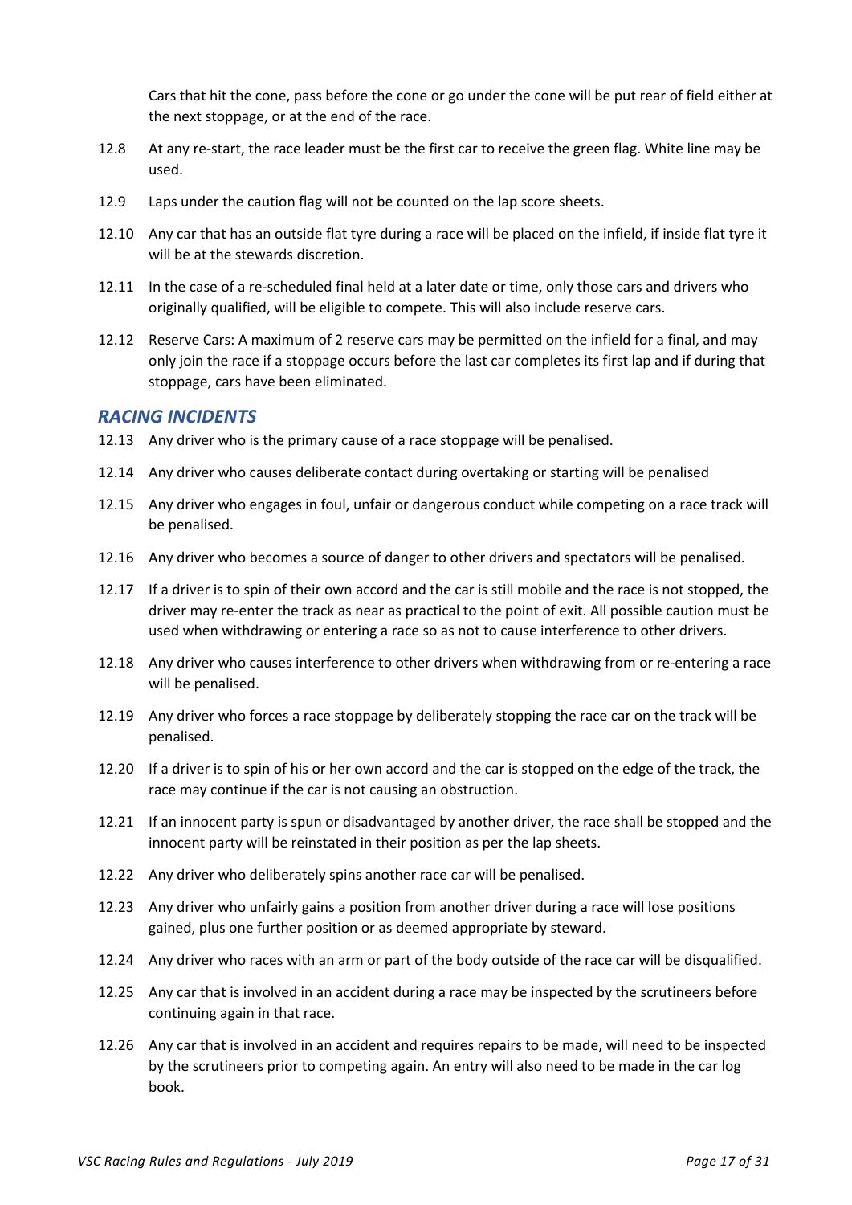Cars that hit the cone, pass before the cone or go under the cone will be put rear of field either at the next stoppage, or at the end of the race.

12.8 At any re-start, the race leader must be the first car to receive the green flag. White line may be used.

12.9 Laps under the caution flag will not be counted on the lap score sheets.

12.10 Any car that has an outside flat tyre during a race will be placed on the infield, if inside flat tyre it will be at the stewards discretion.

12.11 In the case of a re-scheduled final held at a later date or time, only those cars and drivers who originally qualified, will be eligible to compete. This will also include reserve cars.

12.12 Reserve Cars: A maximum of 2 reserve cars may be permitted on the infield for a final, and may only join the race if a stoppage occurs before the last car completes its first lap and if during that stoppage, cars have been eliminated.

## *RACING INCIDENTS*

12.13 Any driver who is the primary cause of a race stoppage will be penalised.

12.14 Any driver who causes deliberate contact during overtaking or starting will be penalised

12.15 Any driver who engages in foul, unfair or dangerous conduct while competing on a race track will be penalised.

12.16 Any driver who becomes a source of danger to other drivers and spectators will be penalised.

12.17 If a driver is to spin of their own accord and the car is still mobile and the race is not stopped, the driver may re-enter the track as near as practical to the point of exit. All possible caution must be used when withdrawing or entering a race so as not to cause interference to other drivers.

12.18 Any driver who causes interference to other drivers when withdrawing from or re-entering a race will be penalised.

12.19 Any driver who forces a race stoppage by deliberately stopping the race car on the track will be penalised.

12.20 If a driver is to spin of his or her own accord and the car is stopped on the edge of the track, the race may continue if the car is not causing an obstruction.

12.21 If an innocent party is spun or disadvantaged by another driver, the race shall be stopped and the innocent party will be reinstated in their position as per the lap sheets.

12.22 Any driver who deliberately spins another race car will be penalised.

12.23 Any driver who unfairly gains a position from another driver during a race will lose positions gained, plus one further position or as deemed appropriate by steward.

12.24 Any driver who races with an arm or part of the body outside of the race car will be disqualified.

12.25 Any car that is involved in an accident during a race may be inspected by the scrutineers before continuing again in that race.

12.26 Any car that is involved in an accident and requires repairs to be made, will need to be inspected by the scrutineers prior to competing again. An entry will also need to be made in the car log book.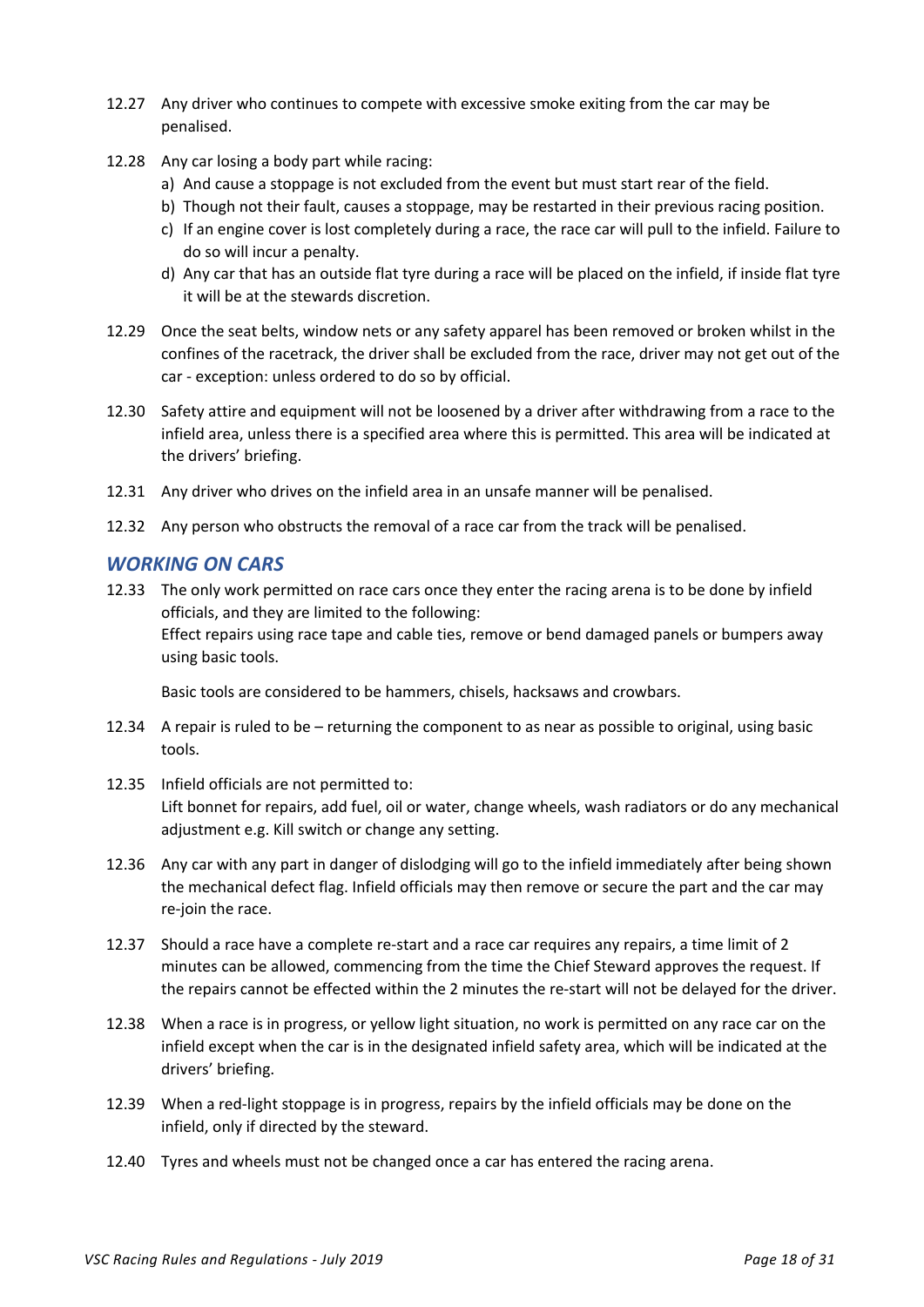12.27 Any driver who continues to compete with excessive smoke exiting from the car may be penalised.

12.28 Any car losing a body part while racing:

a) And cause a stoppage is not excluded from the event but must start rear of the field.
b) Though not their fault, causes a stoppage, may be restarted in their previous racing position.
c) If an engine cover is lost completely during a race, the race car will pull to the infield. Failure to do so will incur a penalty.
d) Any car that has an outside flat tyre during a race will be placed on the infield, if inside flat tyre it will be at the stewards discretion.

12.29 Once the seat belts, window nets or any safety apparel has been removed or broken whilst in the confines of the racetrack, the driver shall be excluded from the race, driver may not get out of the car - exception: unless ordered to do so by official.

12.30 Safety attire and equipment will not be loosened by a driver after withdrawing from a race to the infield area, unless there is a specified area where this is permitted. This area will be indicated at the drivers' briefing.

12.31 Any driver who drives on the infield area in an unsafe manner will be penalised.

12.32 Any person who obstructs the removal of a race car from the track will be penalised.

## *WORKING ON CARS*

12.33 The only work permitted on race cars once they enter the racing arena is to be done by infield officials, and they are limited to the following:
Effect repairs using race tape and cable ties, remove or bend damaged panels or bumpers away using basic tools.

Basic tools are considered to be hammers, chisels, hacksaws and crowbars.

12.34 A repair is ruled to be – returning the component to as near as possible to original, using basic tools.

12.35 Infield officials are not permitted to:
Lift bonnet for repairs, add fuel, oil or water, change wheels, wash radiators or do any mechanical adjustment e.g. Kill switch or change any setting.

12.36 Any car with any part in danger of dislodging will go to the infield immediately after being shown the mechanical defect flag. Infield officials may then remove or secure the part and the car may re-join the race.

12.37 Should a race have a complete re-start and a race car requires any repairs, a time limit of 2 minutes can be allowed, commencing from the time the Chief Steward approves the request. If the repairs cannot be effected within the 2 minutes the re-start will not be delayed for the driver.

12.38 When a race is in progress, or yellow light situation, no work is permitted on any race car on the infield except when the car is in the designated infield safety area, which will be indicated at the drivers' briefing.

12.39 When a red-light stoppage is in progress, repairs by the infield officials may be done on the infield, only if directed by the steward.

12.40 Tyres and wheels must not be changed once a car has entered the racing arena.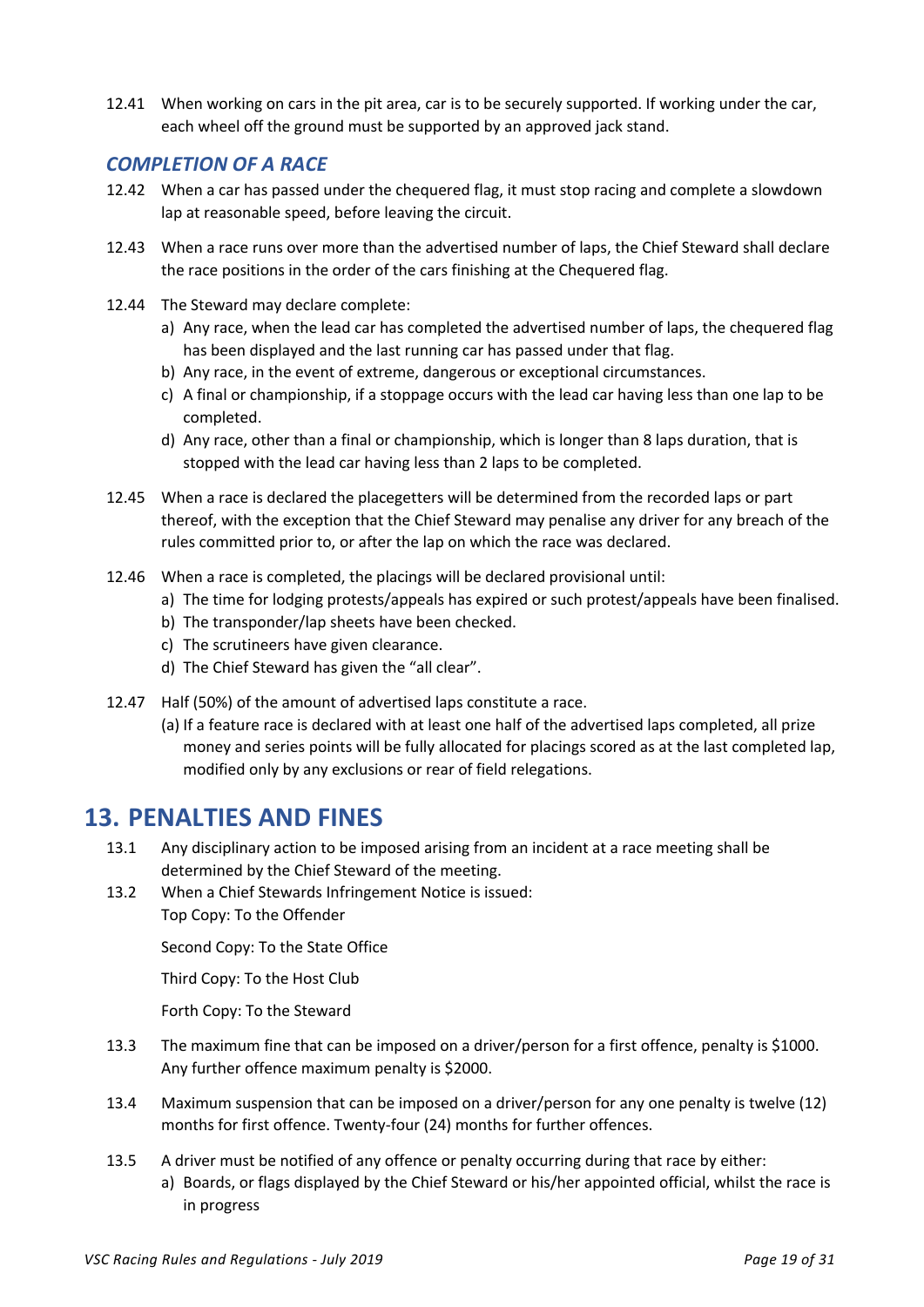12.41 When working on cars in the pit area, car is to be securely supported. If working under the car, each wheel off the ground must be supported by an approved jack stand.

### *COMPLETION OF A RACE*

12.42 When a car has passed under the chequered flag, it must stop racing and complete a slowdown lap at reasonable speed, before leaving the circuit.

12.43 When a race runs over more than the advertised number of laps, the Chief Steward shall declare the race positions in the order of the cars finishing at the Chequered flag.

12.44 The Steward may declare complete:

a) Any race, when the lead car has completed the advertised number of laps, the chequered flag has been displayed and the last running car has passed under that flag.
b) Any race, in the event of extreme, dangerous or exceptional circumstances.
c) A final or championship, if a stoppage occurs with the lead car having less than one lap to be completed.
d) Any race, other than a final or championship, which is longer than 8 laps duration, that is stopped with the lead car having less than 2 laps to be completed.

12.45 When a race is declared the placegetters will be determined from the recorded laps or part thereof, with the exception that the Chief Steward may penalise any driver for any breach of the rules committed prior to, or after the lap on which the race was declared.

12.46 When a race is completed, the placings will be declared provisional until:

a) The time for lodging protests/appeals has expired or such protest/appeals have been finalised.
b) The transponder/lap sheets have been checked.
c) The scrutineers have given clearance.
d) The Chief Steward has given the "all clear".

12.47 Half (50%) of the amount of advertised laps constitute a race.

(a) If a feature race is declared with at least one half of the advertised laps completed, all prize money and series points will be fully allocated for placings scored as at the last completed lap, modified only by any exclusions or rear of field relegations.

## 13. PENALTIES AND FINES

13.1 Any disciplinary action to be imposed arising from an incident at a race meeting shall be determined by the Chief Steward of the meeting.

13.2 When a Chief Stewards Infringement Notice is issued:

Top Copy: To the Offender

Second Copy: To the State Office

Third Copy: To the Host Club

Forth Copy: To the Steward

13.3 The maximum fine that can be imposed on a driver/person for a first offence, penalty is $1000. Any further offence maximum penalty is $2000.

13.4 Maximum suspension that can be imposed on a driver/person for any one penalty is twelve (12) months for first offence. Twenty-four (24) months for further offences.

13.5 A driver must be notified of any offence or penalty occurring during that race by either:

a) Boards, or flags displayed by the Chief Steward or his/her appointed official, whilst the race is in progress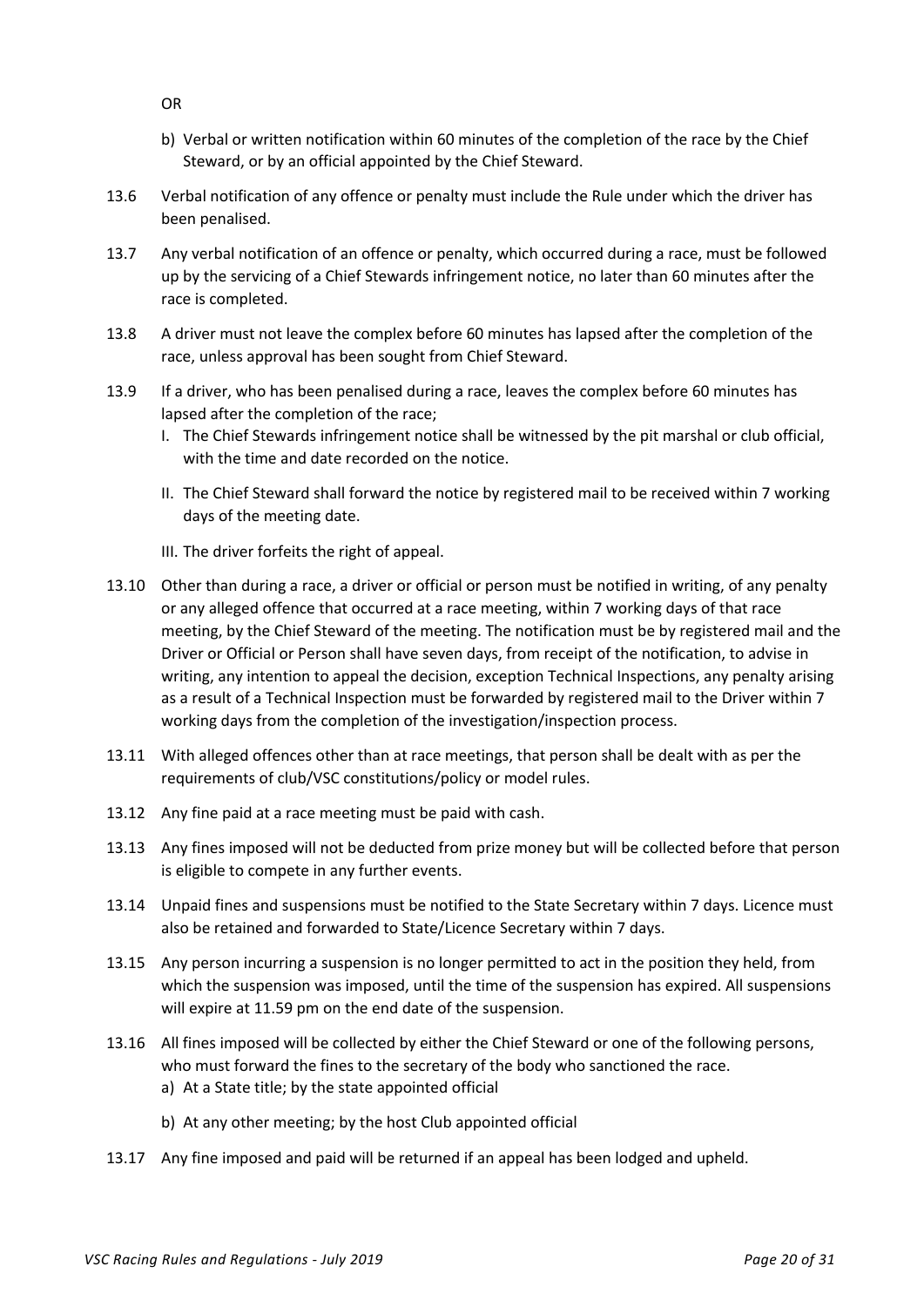OR

b) Verbal or written notification within 60 minutes of the completion of the race by the Chief Steward, or by an official appointed by the Chief Steward.

13.6 Verbal notification of any offence or penalty must include the Rule under which the driver has been penalised.

13.7 Any verbal notification of an offence or penalty, which occurred during a race, must be followed up by the servicing of a Chief Stewards infringement notice, no later than 60 minutes after the race is completed.

13.8 A driver must not leave the complex before 60 minutes has lapsed after the completion of the race, unless approval has been sought from Chief Steward.

13.9 If a driver, who has been penalised during a race, leaves the complex before 60 minutes has lapsed after the completion of the race;

I. The Chief Stewards infringement notice shall be witnessed by the pit marshal or club official, with the time and date recorded on the notice.

II. The Chief Steward shall forward the notice by registered mail to be received within 7 working days of the meeting date.

III. The driver forfeits the right of appeal.

13.10 Other than during a race, a driver or official or person must be notified in writing, of any penalty or any alleged offence that occurred at a race meeting, within 7 working days of that race meeting, by the Chief Steward of the meeting. The notification must be by registered mail and the Driver or Official or Person shall have seven days, from receipt of the notification, to advise in writing, any intention to appeal the decision, exception Technical Inspections, any penalty arising as a result of a Technical Inspection must be forwarded by registered mail to the Driver within 7 working days from the completion of the investigation/inspection process.

13.11 With alleged offences other than at race meetings, that person shall be dealt with as per the requirements of club/VSC constitutions/policy or model rules.

13.12 Any fine paid at a race meeting must be paid with cash.

13.13 Any fines imposed will not be deducted from prize money but will be collected before that person is eligible to compete in any further events.

13.14 Unpaid fines and suspensions must be notified to the State Secretary within 7 days. Licence must also be retained and forwarded to State/Licence Secretary within 7 days.

13.15 Any person incurring a suspension is no longer permitted to act in the position they held, from which the suspension was imposed, until the time of the suspension has expired. All suspensions will expire at 11.59 pm on the end date of the suspension.

13.16 All fines imposed will be collected by either the Chief Steward or one of the following persons, who must forward the fines to the secretary of the body who sanctioned the race.

a) At a State title; by the state appointed official

b) At any other meeting; by the host Club appointed official

13.17 Any fine imposed and paid will be returned if an appeal has been lodged and upheld.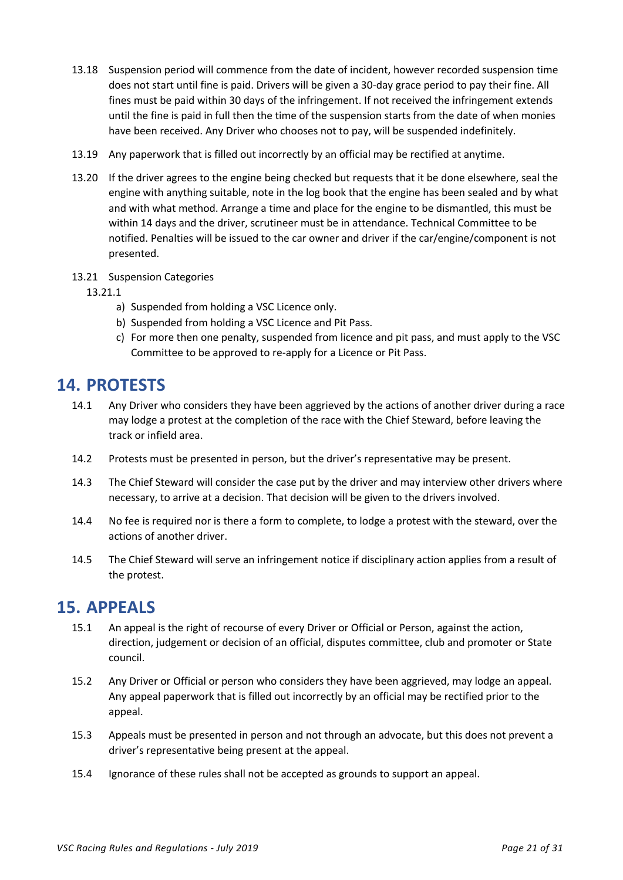13.18 Suspension period will commence from the date of incident, however recorded suspension time does not start until fine is paid. Drivers will be given a 30-day grace period to pay their fine. All fines must be paid within 30 days of the infringement. If not received the infringement extends until the fine is paid in full then the time of the suspension starts from the date of when monies have been received. Any Driver who chooses not to pay, will be suspended indefinitely.

13.19 Any paperwork that is filled out incorrectly by an official may be rectified at anytime.

13.20 If the driver agrees to the engine being checked but requests that it be done elsewhere, seal the engine with anything suitable, note in the log book that the engine has been sealed and by what and with what method. Arrange a time and place for the engine to be dismantled, this must be within 14 days and the driver, scrutineer must be in attendance. Technical Committee to be notified. Penalties will be issued to the car owner and driver if the car/engine/component is not presented.

13.21 Suspension Categories

13.21.1

a) Suspended from holding a VSC Licence only.
b) Suspended from holding a VSC Licence and Pit Pass.
c) For more then one penalty, suspended from licence and pit pass, and must apply to the VSC Committee to be approved to re-apply for a Licence or Pit Pass.

# 14. PROTESTS

14.1 Any Driver who considers they have been aggrieved by the actions of another driver during a race may lodge a protest at the completion of the race with the Chief Steward, before leaving the track or infield area.

14.2 Protests must be presented in person, but the driver's representative may be present.

14.3 The Chief Steward will consider the case put by the driver and may interview other drivers where necessary, to arrive at a decision. That decision will be given to the drivers involved.

14.4 No fee is required nor is there a form to complete, to lodge a protest with the steward, over the actions of another driver.

14.5 The Chief Steward will serve an infringement notice if disciplinary action applies from a result of the protest.

# 15. APPEALS

15.1 An appeal is the right of recourse of every Driver or Official or Person, against the action, direction, judgement or decision of an official, disputes committee, club and promoter or State council.

15.2 Any Driver or Official or person who considers they have been aggrieved, may lodge an appeal. Any appeal paperwork that is filled out incorrectly by an official may be rectified prior to the appeal.

15.3 Appeals must be presented in person and not through an advocate, but this does not prevent a driver's representative being present at the appeal.

15.4 Ignorance of these rules shall not be accepted as grounds to support an appeal.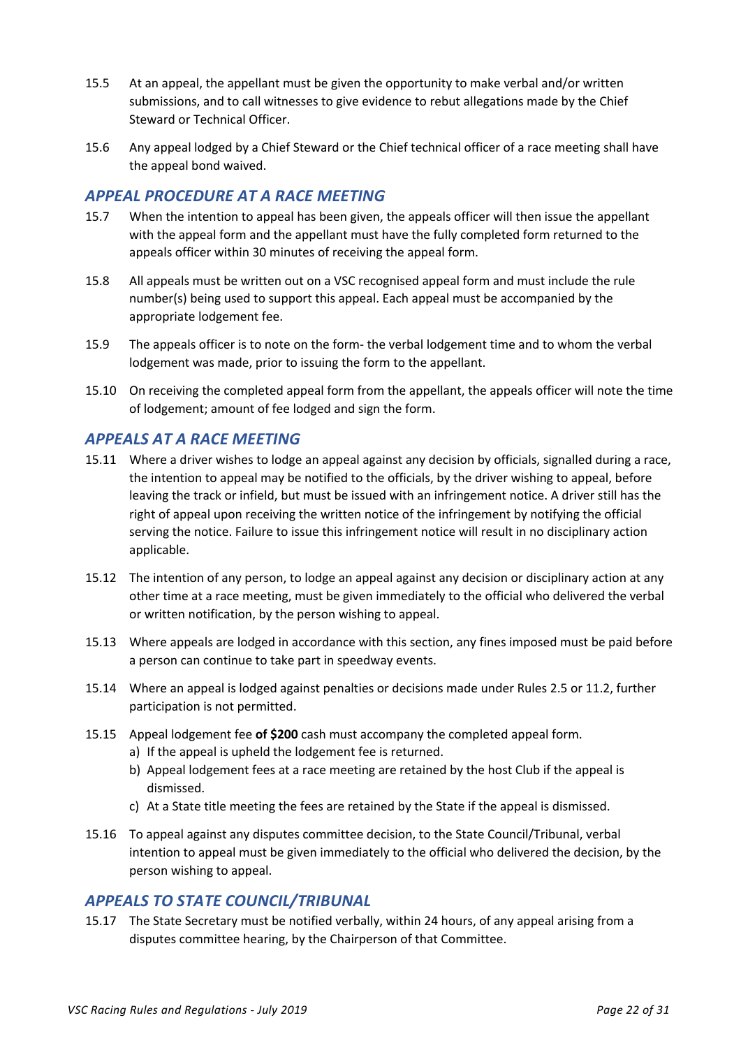15.5 At an appeal, the appellant must be given the opportunity to make verbal and/or written submissions, and to call witnesses to give evidence to rebut allegations made by the Chief Steward or Technical Officer.

15.6 Any appeal lodged by a Chief Steward or the Chief technical officer of a race meeting shall have the appeal bond waived.

## *APPEAL PROCEDURE AT A RACE MEETING*

15.7 When the intention to appeal has been given, the appeals officer will then issue the appellant with the appeal form and the appellant must have the fully completed form returned to the appeals officer within 30 minutes of receiving the appeal form.

15.8 All appeals must be written out on a VSC recognised appeal form and must include the rule number(s) being used to support this appeal. Each appeal must be accompanied by the appropriate lodgement fee.

15.9 The appeals officer is to note on the form- the verbal lodgement time and to whom the verbal lodgement was made, prior to issuing the form to the appellant.

15.10 On receiving the completed appeal form from the appellant, the appeals officer will note the time of lodgement; amount of fee lodged and sign the form.

## *APPEALS AT A RACE MEETING*

15.11 Where a driver wishes to lodge an appeal against any decision by officials, signalled during a race, the intention to appeal may be notified to the officials, by the driver wishing to appeal, before leaving the track or infield, but must be issued with an infringement notice. A driver still has the right of appeal upon receiving the written notice of the infringement by notifying the official serving the notice. Failure to issue this infringement notice will result in no disciplinary action applicable.

15.12 The intention of any person, to lodge an appeal against any decision or disciplinary action at any other time at a race meeting, must be given immediately to the official who delivered the verbal or written notification, by the person wishing to appeal.

15.13 Where appeals are lodged in accordance with this section, any fines imposed must be paid before a person can continue to take part in speedway events.

15.14 Where an appeal is lodged against penalties or decisions made under Rules 2.5 or 11.2, further participation is not permitted.

15.15 Appeal lodgement fee **of $200** cash must accompany the completed appeal form.

a) If the appeal is upheld the lodgement fee is returned.
b) Appeal lodgement fees at a race meeting are retained by the host Club if the appeal is dismissed.
c) At a State title meeting the fees are retained by the State if the appeal is dismissed.

15.16 To appeal against any disputes committee decision, to the State Council/Tribunal, verbal intention to appeal must be given immediately to the official who delivered the decision, by the person wishing to appeal.

## *APPEALS TO STATE COUNCIL/TRIBUNAL*

15.17 The State Secretary must be notified verbally, within 24 hours, of any appeal arising from a disputes committee hearing, by the Chairperson of that Committee.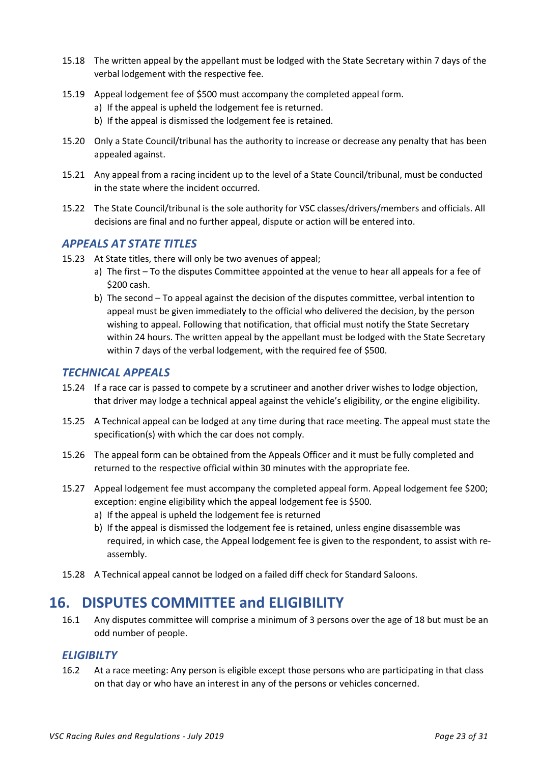15.18 The written appeal by the appellant must be lodged with the State Secretary within 7 days of the verbal lodgement with the respective fee.

15.19 Appeal lodgement fee of $500 must accompany the completed appeal form.
  a) If the appeal is upheld the lodgement fee is returned.
  b) If the appeal is dismissed the lodgement fee is retained.

15.20 Only a State Council/tribunal has the authority to increase or decrease any penalty that has been appealed against.

15.21 Any appeal from a racing incident up to the level of a State Council/tribunal, must be conducted in the state where the incident occurred.

15.22 The State Council/tribunal is the sole authority for VSC classes/drivers/members and officials. All decisions are final and no further appeal, dispute or action will be entered into.

### *APPEALS AT STATE TITLES*

15.23 At State titles, there will only be two avenues of appeal;
  a) The first – To the disputes Committee appointed at the venue to hear all appeals for a fee of $200 cash.
  b) The second – To appeal against the decision of the disputes committee, verbal intention to appeal must be given immediately to the official who delivered the decision, by the person wishing to appeal. Following that notification, that official must notify the State Secretary within 24 hours. The written appeal by the appellant must be lodged with the State Secretary within 7 days of the verbal lodgement, with the required fee of $500.

### *TECHNICAL APPEALS*

15.24 If a race car is passed to compete by a scrutineer and another driver wishes to lodge objection, that driver may lodge a technical appeal against the vehicle's eligibility, or the engine eligibility.

15.25 A Technical appeal can be lodged at any time during that race meeting. The appeal must state the specification(s) with which the car does not comply.

15.26 The appeal form can be obtained from the Appeals Officer and it must be fully completed and returned to the respective official within 30 minutes with the appropriate fee.

15.27 Appeal lodgement fee must accompany the completed appeal form. Appeal lodgement fee $200; exception: engine eligibility which the appeal lodgement fee is $500.
  a) If the appeal is upheld the lodgement fee is returned
  b) If the appeal is dismissed the lodgement fee is retained, unless engine disassemble was required, in which case, the Appeal lodgement fee is given to the respondent, to assist with re-assembly.

15.28 A Technical appeal cannot be lodged on a failed diff check for Standard Saloons.

## 16. DISPUTES COMMITTEE and ELIGIBILITY

16.1 Any disputes committee will comprise a minimum of 3 persons over the age of 18 but must be an odd number of people.

### *ELIGIBILTY*

16.2 At a race meeting: Any person is eligible except those persons who are participating in that class on that day or who have an interest in any of the persons or vehicles concerned.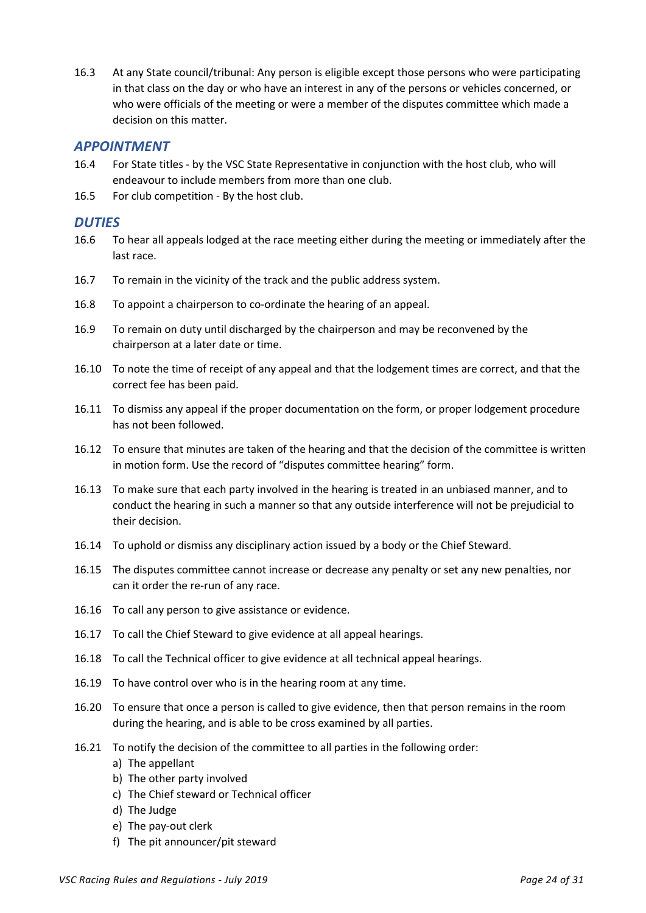16.3 At any State council/tribunal: Any person is eligible except those persons who were participating in that class on the day or who have an interest in any of the persons or vehicles concerned, or who were officials of the meeting or were a member of the disputes committee which made a decision on this matter.

## *APPOINTMENT*

16.4 For State titles - by the VSC State Representative in conjunction with the host club, who will endeavour to include members from more than one club.

16.5 For club competition - By the host club.

## *DUTIES*

16.6 To hear all appeals lodged at the race meeting either during the meeting or immediately after the last race.

16.7 To remain in the vicinity of the track and the public address system.

16.8 To appoint a chairperson to co-ordinate the hearing of an appeal.

16.9 To remain on duty until discharged by the chairperson and may be reconvened by the chairperson at a later date or time.

16.10 To note the time of receipt of any appeal and that the lodgement times are correct, and that the correct fee has been paid.

16.11 To dismiss any appeal if the proper documentation on the form, or proper lodgement procedure has not been followed.

16.12 To ensure that minutes are taken of the hearing and that the decision of the committee is written in motion form. Use the record of "disputes committee hearing" form.

16.13 To make sure that each party involved in the hearing is treated in an unbiased manner, and to conduct the hearing in such a manner so that any outside interference will not be prejudicial to their decision.

16.14 To uphold or dismiss any disciplinary action issued by a body or the Chief Steward.

16.15 The disputes committee cannot increase or decrease any penalty or set any new penalties, nor can it order the re-run of any race.

16.16 To call any person to give assistance or evidence.

16.17 To call the Chief Steward to give evidence at all appeal hearings.

16.18 To call the Technical officer to give evidence at all technical appeal hearings.

16.19 To have control over who is in the hearing room at any time.

16.20 To ensure that once a person is called to give evidence, then that person remains in the room during the hearing, and is able to be cross examined by all parties.

16.21 To notify the decision of the committee to all parties in the following order:

a) The appellant
b) The other party involved
c) The Chief steward or Technical officer
d) The Judge
e) The pay-out clerk
f) The pit announcer/pit steward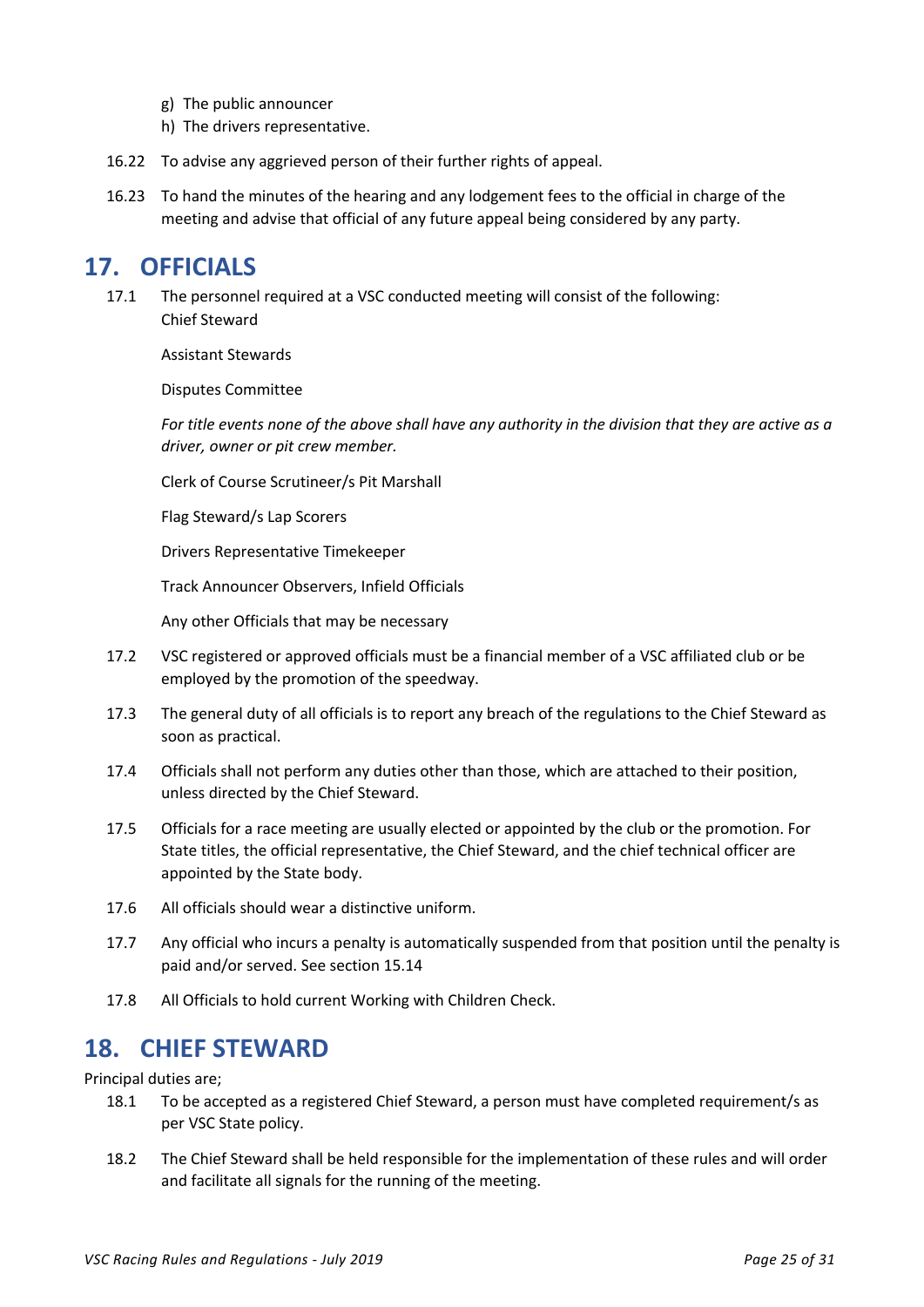g) The public announcer
h) The drivers representative.

16.22 To advise any aggrieved person of their further rights of appeal.

16.23 To hand the minutes of the hearing and any lodgement fees to the official in charge of the meeting and advise that official of any future appeal being considered by any party.

# 17. OFFICIALS

17.1 The personnel required at a VSC conducted meeting will consist of the following:
Chief Steward

Assistant Stewards

Disputes Committee

*For title events none of the above shall have any authority in the division that they are active as a driver, owner or pit crew member.*

Clerk of Course Scrutineer/s Pit Marshall

Flag Steward/s Lap Scorers

Drivers Representative Timekeeper

Track Announcer Observers, Infield Officials

Any other Officials that may be necessary

17.2 VSC registered or approved officials must be a financial member of a VSC affiliated club or be employed by the promotion of the speedway.

17.3 The general duty of all officials is to report any breach of the regulations to the Chief Steward as soon as practical.

17.4 Officials shall not perform any duties other than those, which are attached to their position, unless directed by the Chief Steward.

17.5 Officials for a race meeting are usually elected or appointed by the club or the promotion. For State titles, the official representative, the Chief Steward, and the chief technical officer are appointed by the State body.

17.6 All officials should wear a distinctive uniform.

17.7 Any official who incurs a penalty is automatically suspended from that position until the penalty is paid and/or served. See section 15.14

17.8 All Officials to hold current Working with Children Check.

# 18. CHIEF STEWARD

Principal duties are;

18.1 To be accepted as a registered Chief Steward, a person must have completed requirement/s as per VSC State policy.

18.2 The Chief Steward shall be held responsible for the implementation of these rules and will order and facilitate all signals for the running of the meeting.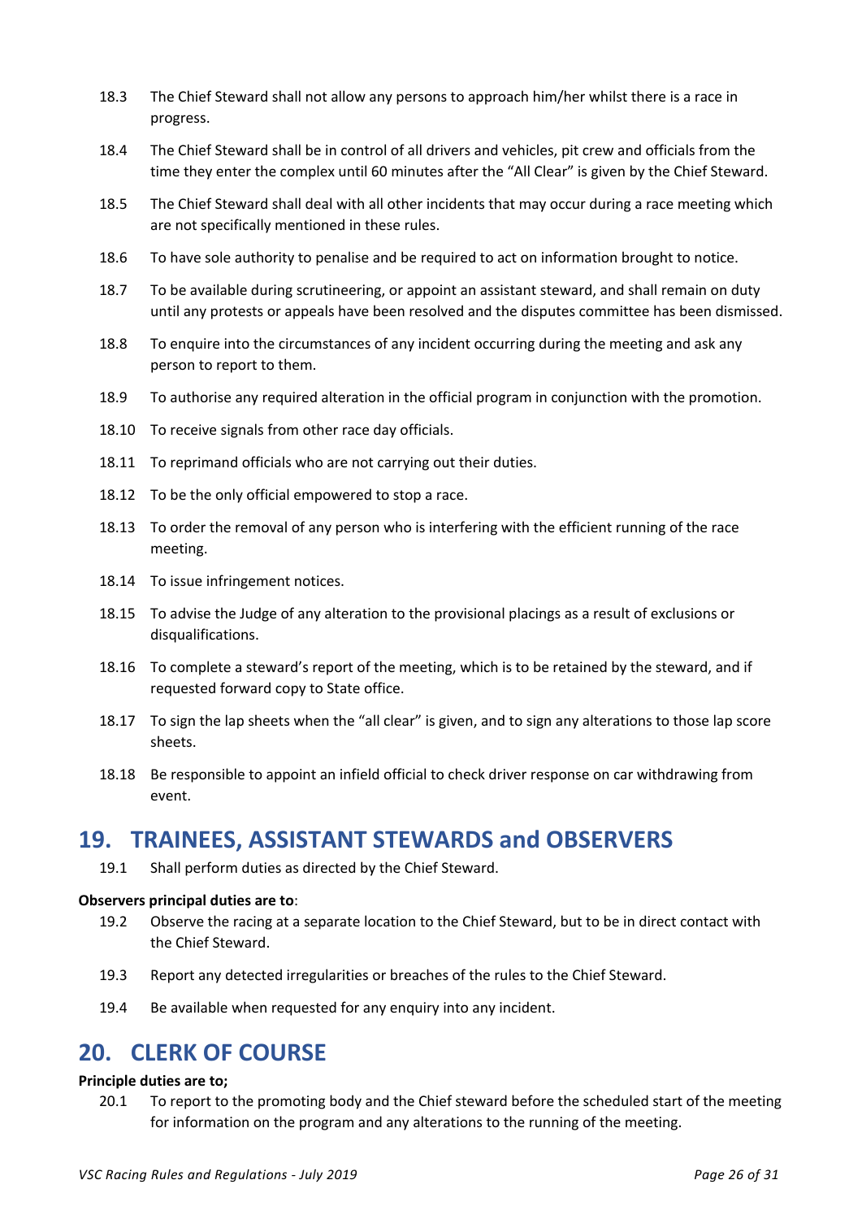18.3 The Chief Steward shall not allow any persons to approach him/her whilst there is a race in progress.

18.4 The Chief Steward shall be in control of all drivers and vehicles, pit crew and officials from the time they enter the complex until 60 minutes after the "All Clear" is given by the Chief Steward.

18.5 The Chief Steward shall deal with all other incidents that may occur during a race meeting which are not specifically mentioned in these rules.

18.6 To have sole authority to penalise and be required to act on information brought to notice.

18.7 To be available during scrutineering, or appoint an assistant steward, and shall remain on duty until any protests or appeals have been resolved and the disputes committee has been dismissed.

18.8 To enquire into the circumstances of any incident occurring during the meeting and ask any person to report to them.

18.9 To authorise any required alteration in the official program in conjunction with the promotion.

18.10 To receive signals from other race day officials.

18.11 To reprimand officials who are not carrying out their duties.

18.12 To be the only official empowered to stop a race.

18.13 To order the removal of any person who is interfering with the efficient running of the race meeting.

18.14 To issue infringement notices.

18.15 To advise the Judge of any alteration to the provisional placings as a result of exclusions or disqualifications.

18.16 To complete a steward's report of the meeting, which is to be retained by the steward, and if requested forward copy to State office.

18.17 To sign the lap sheets when the "all clear" is given, and to sign any alterations to those lap score sheets.

18.18 Be responsible to appoint an infield official to check driver response on car withdrawing from event.

## 19. TRAINEES, ASSISTANT STEWARDS and OBSERVERS

19.1 Shall perform duties as directed by the Chief Steward.

**Observers principal duties are to**:

19.2 Observe the racing at a separate location to the Chief Steward, but to be in direct contact with the Chief Steward.

19.3 Report any detected irregularities or breaches of the rules to the Chief Steward.

19.4 Be available when requested for any enquiry into any incident.

## 20. CLERK OF COURSE

**Principle duties are to;**

20.1 To report to the promoting body and the Chief steward before the scheduled start of the meeting for information on the program and any alterations to the running of the meeting.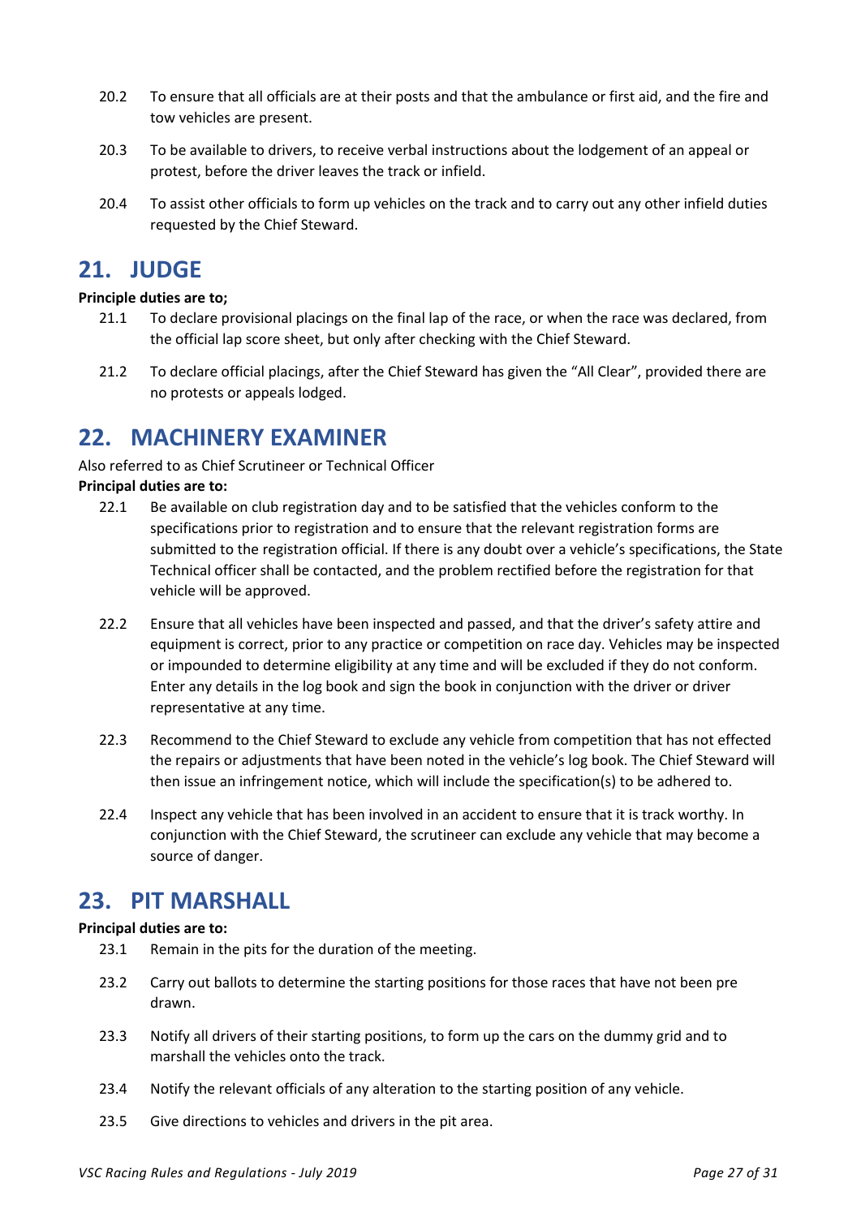20.2 To ensure that all officials are at their posts and that the ambulance or first aid, and the fire and tow vehicles are present.

20.3 To be available to drivers, to receive verbal instructions about the lodgement of an appeal or protest, before the driver leaves the track or infield.

20.4 To assist other officials to form up vehicles on the track and to carry out any other infield duties requested by the Chief Steward.

## 21. JUDGE

**Principle duties are to;**

21.1 To declare provisional placings on the final lap of the race, or when the race was declared, from the official lap score sheet, but only after checking with the Chief Steward.

21.2 To declare official placings, after the Chief Steward has given the “All Clear”, provided there are no protests or appeals lodged.

## 22. MACHINERY EXAMINER

Also referred to as Chief Scrutineer or Technical Officer

**Principal duties are to:**

22.1 Be available on club registration day and to be satisfied that the vehicles conform to the specifications prior to registration and to ensure that the relevant registration forms are submitted to the registration official. If there is any doubt over a vehicle’s specifications, the State Technical officer shall be contacted, and the problem rectified before the registration for that vehicle will be approved.

22.2 Ensure that all vehicles have been inspected and passed, and that the driver’s safety attire and equipment is correct, prior to any practice or competition on race day. Vehicles may be inspected or impounded to determine eligibility at any time and will be excluded if they do not conform. Enter any details in the log book and sign the book in conjunction with the driver or driver representative at any time.

22.3 Recommend to the Chief Steward to exclude any vehicle from competition that has not effected the repairs or adjustments that have been noted in the vehicle’s log book. The Chief Steward will then issue an infringement notice, which will include the specification(s) to be adhered to.

22.4 Inspect any vehicle that has been involved in an accident to ensure that it is track worthy. In conjunction with the Chief Steward, the scrutineer can exclude any vehicle that may become a source of danger.

## 23. PIT MARSHALL

**Principal duties are to:**

23.1 Remain in the pits for the duration of the meeting.

23.2 Carry out ballots to determine the starting positions for those races that have not been pre drawn.

23.3 Notify all drivers of their starting positions, to form up the cars on the dummy grid and to marshall the vehicles onto the track.

23.4 Notify the relevant officials of any alteration to the starting position of any vehicle.

23.5 Give directions to vehicles and drivers in the pit area.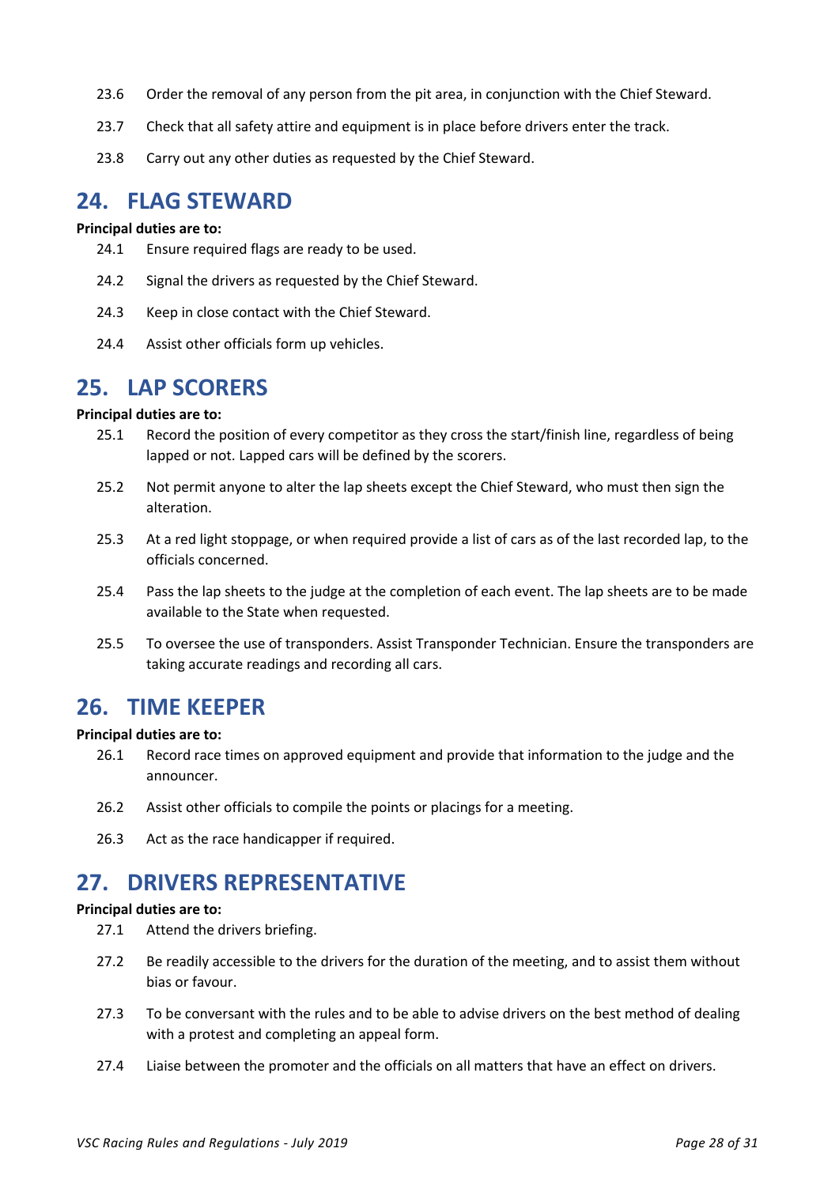23.6 Order the removal of any person from the pit area, in conjunction with the Chief Steward.

23.7 Check that all safety attire and equipment is in place before drivers enter the track.

23.8 Carry out any other duties as requested by the Chief Steward.

## 24. FLAG STEWARD

**Principal duties are to:**

24.1 Ensure required flags are ready to be used.

24.2 Signal the drivers as requested by the Chief Steward.

24.3 Keep in close contact with the Chief Steward.

24.4 Assist other officials form up vehicles.

## 25. LAP SCORERS

**Principal duties are to:**

25.1 Record the position of every competitor as they cross the start/finish line, regardless of being lapped or not. Lapped cars will be defined by the scorers.

25.2 Not permit anyone to alter the lap sheets except the Chief Steward, who must then sign the alteration.

25.3 At a red light stoppage, or when required provide a list of cars as of the last recorded lap, to the officials concerned.

25.4 Pass the lap sheets to the judge at the completion of each event. The lap sheets are to be made available to the State when requested.

25.5 To oversee the use of transponders. Assist Transponder Technician. Ensure the transponders are taking accurate readings and recording all cars.

## 26. TIME KEEPER

**Principal duties are to:**

26.1 Record race times on approved equipment and provide that information to the judge and the announcer.

26.2 Assist other officials to compile the points or placings for a meeting.

26.3 Act as the race handicapper if required.

## 27. DRIVERS REPRESENTATIVE

**Principal duties are to:**

27.1 Attend the drivers briefing.

27.2 Be readily accessible to the drivers for the duration of the meeting, and to assist them without bias or favour.

27.3 To be conversant with the rules and to be able to advise drivers on the best method of dealing with a protest and completing an appeal form.

27.4 Liaise between the promoter and the officials on all matters that have an effect on drivers.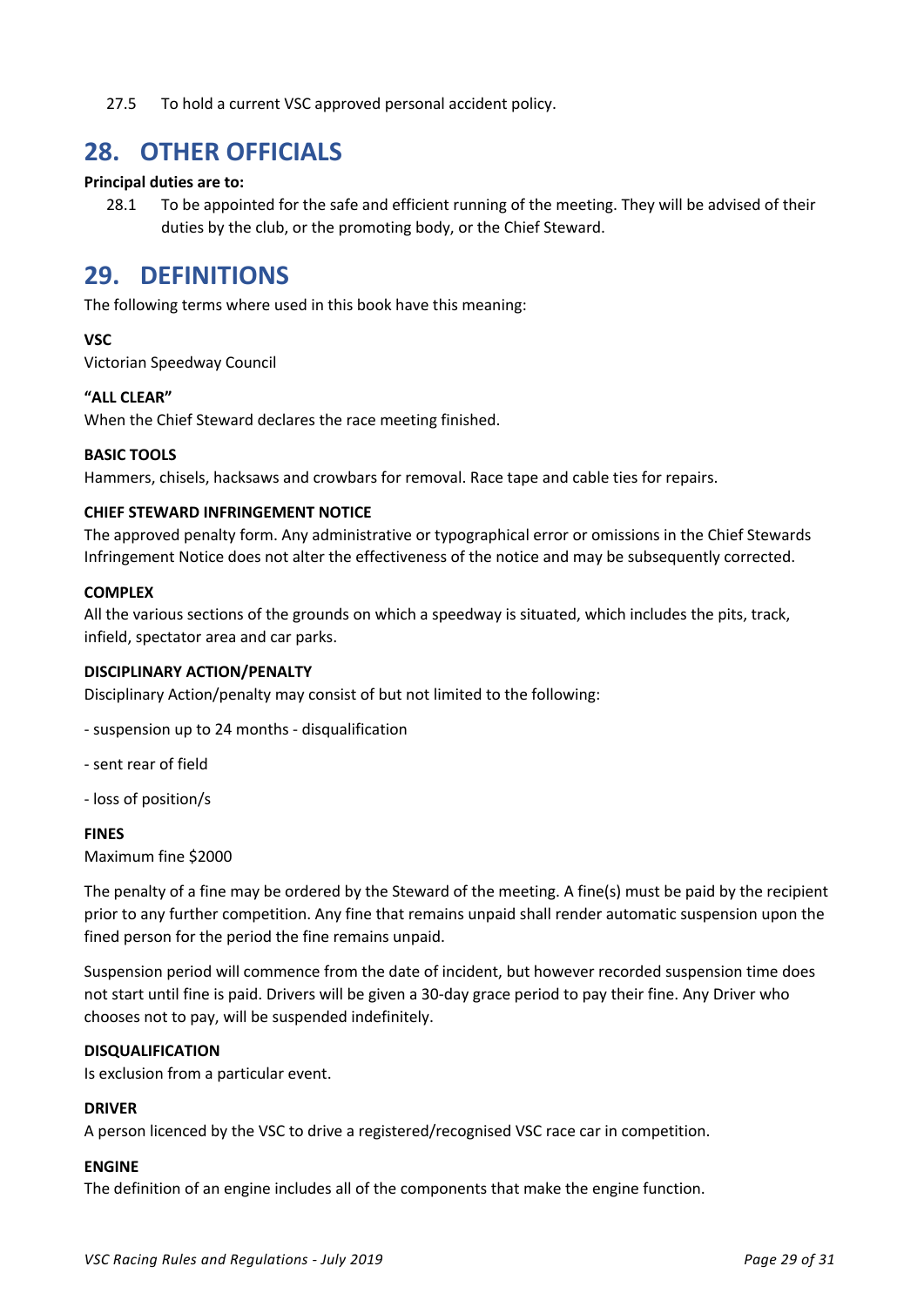27.5 To hold a current VSC approved personal accident policy.

## 28. OTHER OFFICIALS

**Principal duties are to:**

28.1 To be appointed for the safe and efficient running of the meeting. They will be advised of their duties by the club, or the promoting body, or the Chief Steward.

## 29. DEFINITIONS

The following terms where used in this book have this meaning:

**VSC**
Victorian Speedway Council

**"ALL CLEAR"**
When the Chief Steward declares the race meeting finished.

**BASIC TOOLS**
Hammers, chisels, hacksaws and crowbars for removal. Race tape and cable ties for repairs.

**CHIEF STEWARD INFRINGEMENT NOTICE**
The approved penalty form. Any administrative or typographical error or omissions in the Chief Stewards Infringement Notice does not alter the effectiveness of the notice and may be subsequently corrected.

**COMPLEX**
All the various sections of the grounds on which a speedway is situated, which includes the pits, track, infield, spectator area and car parks.

**DISCIPLINARY ACTION/PENALTY**
Disciplinary Action/penalty may consist of but not limited to the following:

- suspension up to 24 months - disqualification

- sent rear of field

- loss of position/s

**FINES**
Maximum fine $2000

The penalty of a fine may be ordered by the Steward of the meeting. A fine(s) must be paid by the recipient prior to any further competition. Any fine that remains unpaid shall render automatic suspension upon the fined person for the period the fine remains unpaid.

Suspension period will commence from the date of incident, but however recorded suspension time does not start until fine is paid. Drivers will be given a 30-day grace period to pay their fine. Any Driver who chooses not to pay, will be suspended indefinitely.

**DISQUALIFICATION**
Is exclusion from a particular event.

**DRIVER**
A person licenced by the VSC to drive a registered/recognised VSC race car in competition.

**ENGINE**
The definition of an engine includes all of the components that make the engine function.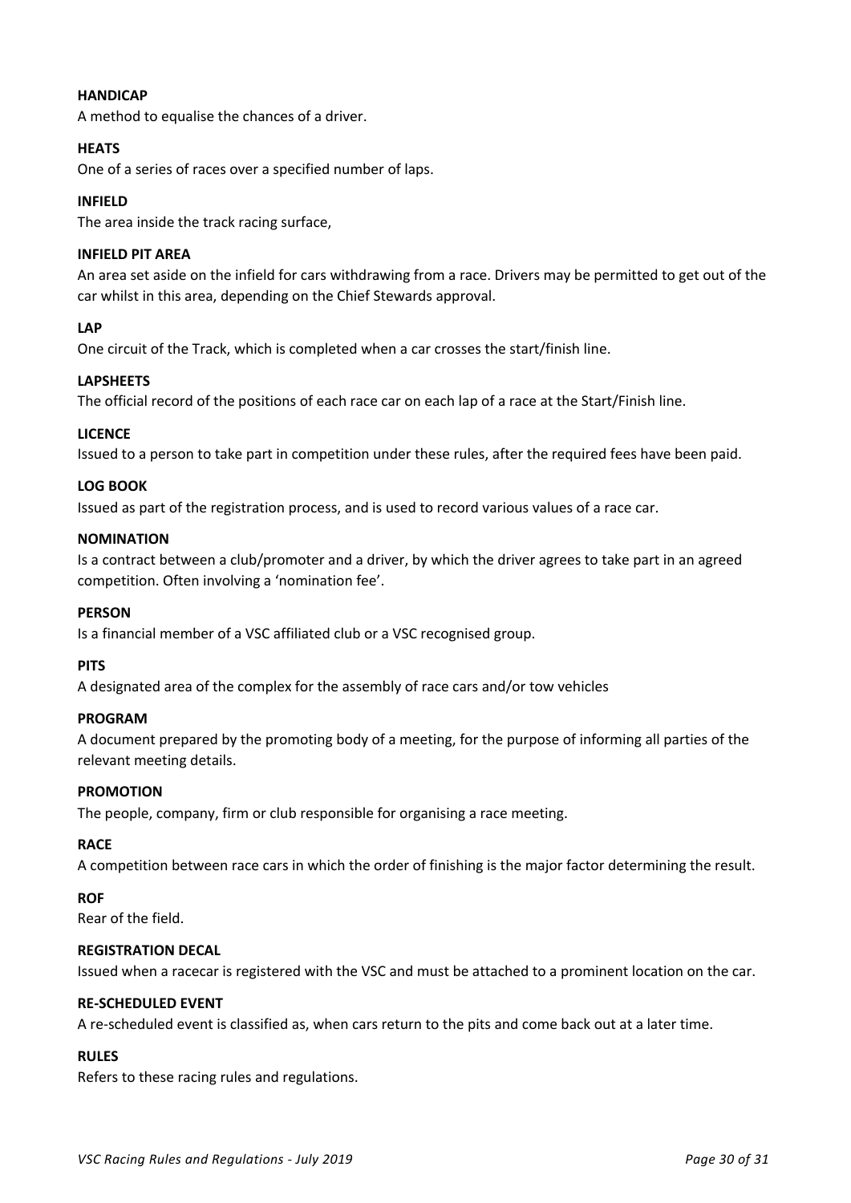**HANDICAP**

A method to equalise the chances of a driver.

**HEATS**

One of a series of races over a specified number of laps.

**INFIELD**

The area inside the track racing surface,

**INFIELD PIT AREA**

An area set aside on the infield for cars withdrawing from a race. Drivers may be permitted to get out of the car whilst in this area, depending on the Chief Stewards approval.

**LAP**

One circuit of the Track, which is completed when a car crosses the start/finish line.

**LAPSHEETS**

The official record of the positions of each race car on each lap of a race at the Start/Finish line.

**LICENCE**

Issued to a person to take part in competition under these rules, after the required fees have been paid.

**LOG BOOK**

Issued as part of the registration process, and is used to record various values of a race car.

**NOMINATION**

Is a contract between a club/promoter and a driver, by which the driver agrees to take part in an agreed competition. Often involving a 'nomination fee'.

**PERSON**

Is a financial member of a VSC affiliated club or a VSC recognised group.

**PITS**

A designated area of the complex for the assembly of race cars and/or tow vehicles

**PROGRAM**

A document prepared by the promoting body of a meeting, for the purpose of informing all parties of the relevant meeting details.

**PROMOTION**

The people, company, firm or club responsible for organising a race meeting.

**RACE**

A competition between race cars in which the order of finishing is the major factor determining the result.

**ROF**

Rear of the field.

**REGISTRATION DECAL**

Issued when a racecar is registered with the VSC and must be attached to a prominent location on the car.

**RE-SCHEDULED EVENT**

A re-scheduled event is classified as, when cars return to the pits and come back out at a later time.

**RULES**

Refers to these racing rules and regulations.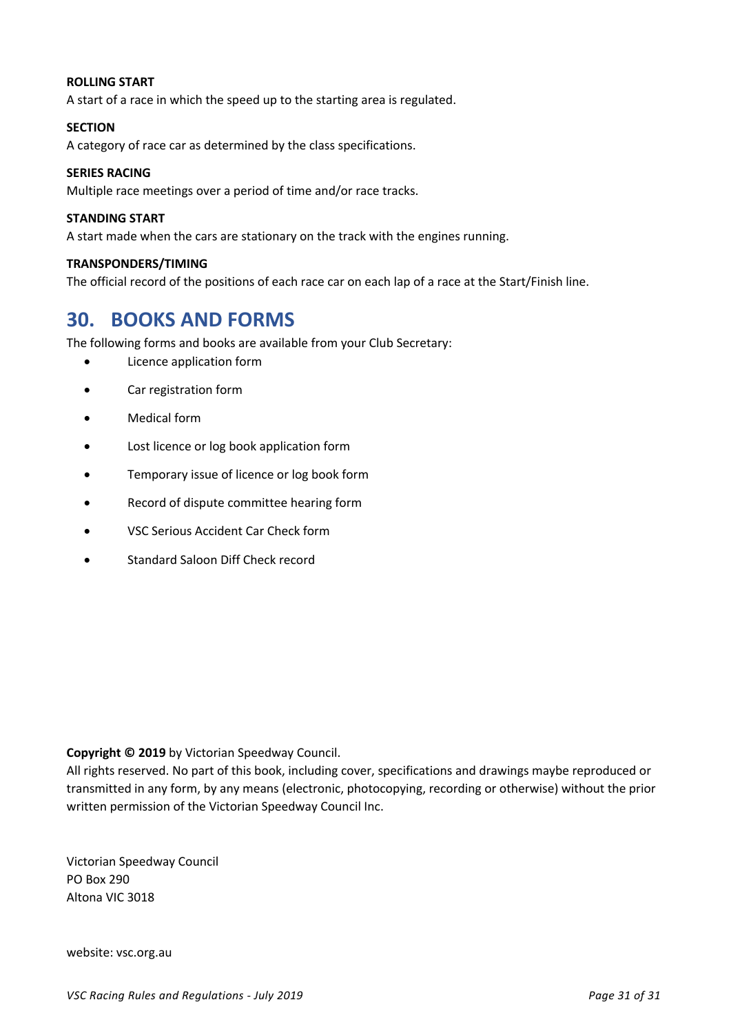**ROLLING START**
A start of a race in which the speed up to the starting area is regulated.

**SECTION**
A category of race car as determined by the class specifications.

**SERIES RACING**
Multiple race meetings over a period of time and/or race tracks.

**STANDING START**
A start made when the cars are stationary on the track with the engines running.

**TRANSPONDERS/TIMING**
The official record of the positions of each race car on each lap of a race at the Start/Finish line.

## 30. BOOKS AND FORMS

The following forms and books are available from your Club Secretary:

- Licence application form
- Car registration form
- Medical form
- Lost licence or log book application form
- Temporary issue of licence or log book form
- Record of dispute committee hearing form
- VSC Serious Accident Car Check form
- Standard Saloon Diff Check record

**Copyright © 2019** by Victorian Speedway Council.
All rights reserved. No part of this book, including cover, specifications and drawings maybe reproduced or transmitted in any form, by any means (electronic, photocopying, recording or otherwise) without the prior written permission of the Victorian Speedway Council Inc.

Victorian Speedway Council
PO Box 290
Altona VIC 3018

website: vsc.org.au